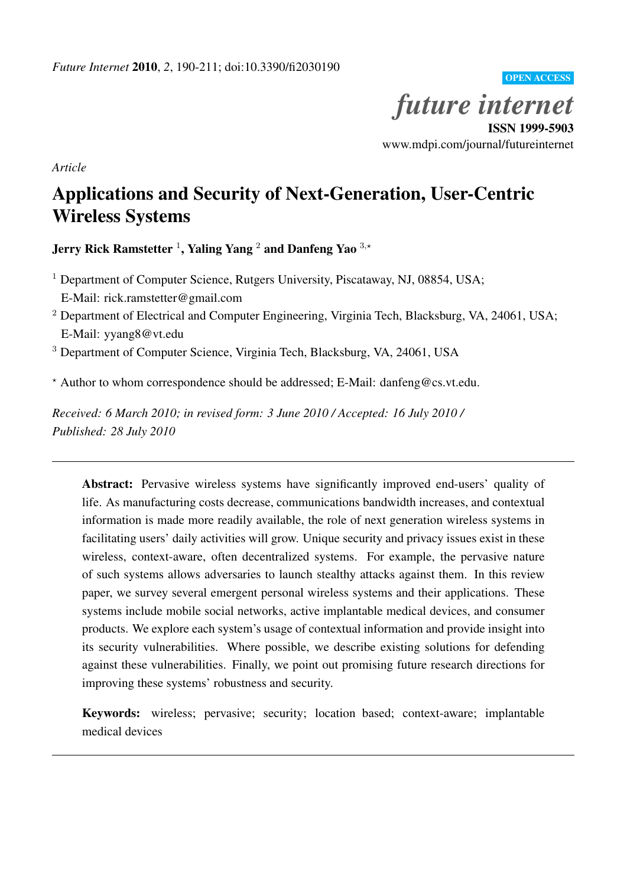*Future Internet* **2010**, *2*, 190-211; doi:10.3390/fi2030190

OPEN ACCESS

*future internet*

**ISSN 1999-5903**

www.mdpi.com/journal/futureinternet

*Article*

# Applications and Security of Next-Generation, User-Centric Wireless Systems

**Jerry Rick Ramstetter [1], Yaling Yang [2] and Danfeng Yao [3,⋆]**

[1] Department of Computer Science, Rutgers University, Piscataway, NJ, 08854, USA; E-Mail: rick.ramstetter@gmail.com

[2] Department of Electrical and Computer Engineering, Virginia Tech, Blacksburg, VA, 24061, USA; E-Mail: yyang8@vt.edu

[3] Department of Computer Science, Virginia Tech, Blacksburg, VA, 24061, USA

⋆ Author to whom correspondence should be addressed; E-Mail: danfeng@cs.vt.edu.

*Received: 6 March 2010; in revised form: 3 June 2010 / Accepted: 16 July 2010 / Published: 28 July 2010*

---

**Abstract:** Pervasive wireless systems have significantly improved end-users' quality of life. As manufacturing costs decrease, communications bandwidth increases, and contextual information is made more readily available, the role of next generation wireless systems in facilitating users' daily activities will grow. Unique security and privacy issues exist in these wireless, context-aware, often decentralized systems. For example, the pervasive nature of such systems allows adversaries to launch stealthy attacks against them. In this review paper, we survey several emergent personal wireless systems and their applications. These systems include mobile social networks, active implantable medical devices, and consumer products. We explore each system's usage of contextual information and provide insight into its security vulnerabilities. Where possible, we describe existing solutions for defending against these vulnerabilities. Finally, we point out promising future research directions for improving these systems' robustness and security.

**Keywords:** wireless; pervasive; security; location based; context-aware; implantable medical devices

---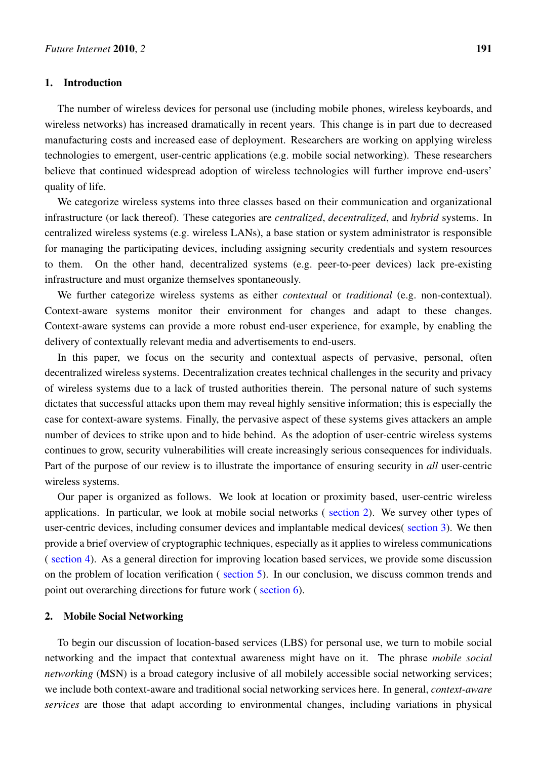## 1. Introduction

The number of wireless devices for personal use (including mobile phones, wireless keyboards, and wireless networks) has increased dramatically in recent years. This change is in part due to decreased manufacturing costs and increased ease of deployment. Researchers are working on applying wireless technologies to emergent, user-centric applications (e.g. mobile social networking). These researchers believe that continued widespread adoption of wireless technologies will further improve end-users' quality of life.

We categorize wireless systems into three classes based on their communication and organizational infrastructure (or lack thereof). These categories are *centralized*, *decentralized*, and *hybrid* systems. In centralized wireless systems (e.g. wireless LANs), a base station or system administrator is responsible for managing the participating devices, including assigning security credentials and system resources to them. On the other hand, decentralized systems (e.g. peer-to-peer devices) lack pre-existing infrastructure and must organize themselves spontaneously.

We further categorize wireless systems as either *contextual* or *traditional* (e.g. non-contextual). Context-aware systems monitor their environment for changes and adapt to these changes. Context-aware systems can provide a more robust end-user experience, for example, by enabling the delivery of contextually relevant media and advertisements to end-users.

In this paper, we focus on the security and contextual aspects of pervasive, personal, often decentralized wireless systems. Decentralization creates technical challenges in the security and privacy of wireless systems due to a lack of trusted authorities therein. The personal nature of such systems dictates that successful attacks upon them may reveal highly sensitive information; this is especially the case for context-aware systems. Finally, the pervasive aspect of these systems gives attackers an ample number of devices to strike upon and to hide behind. As the adoption of user-centric wireless systems continues to grow, security vulnerabilities will create increasingly serious consequences for individuals. Part of the purpose of our review is to illustrate the importance of ensuring security in *all* user-centric wireless systems.

Our paper is organized as follows. We look at location or proximity based, user-centric wireless applications. In particular, we look at mobile social networks ( section 2). We survey other types of user-centric devices, including consumer devices and implantable medical devices( section 3). We then provide a brief overview of cryptographic techniques, especially as it applies to wireless communications ( section 4). As a general direction for improving location based services, we provide some discussion on the problem of location verification ( section 5). In our conclusion, we discuss common trends and point out overarching directions for future work ( section 6).

## 2. Mobile Social Networking

To begin our discussion of location-based services (LBS) for personal use, we turn to mobile social networking and the impact that contextual awareness might have on it. The phrase *mobile social networking* (MSN) is a broad category inclusive of all mobilely accessible social networking services; we include both context-aware and traditional social networking services here. In general, *context-aware services* are those that adapt according to environmental changes, including variations in physical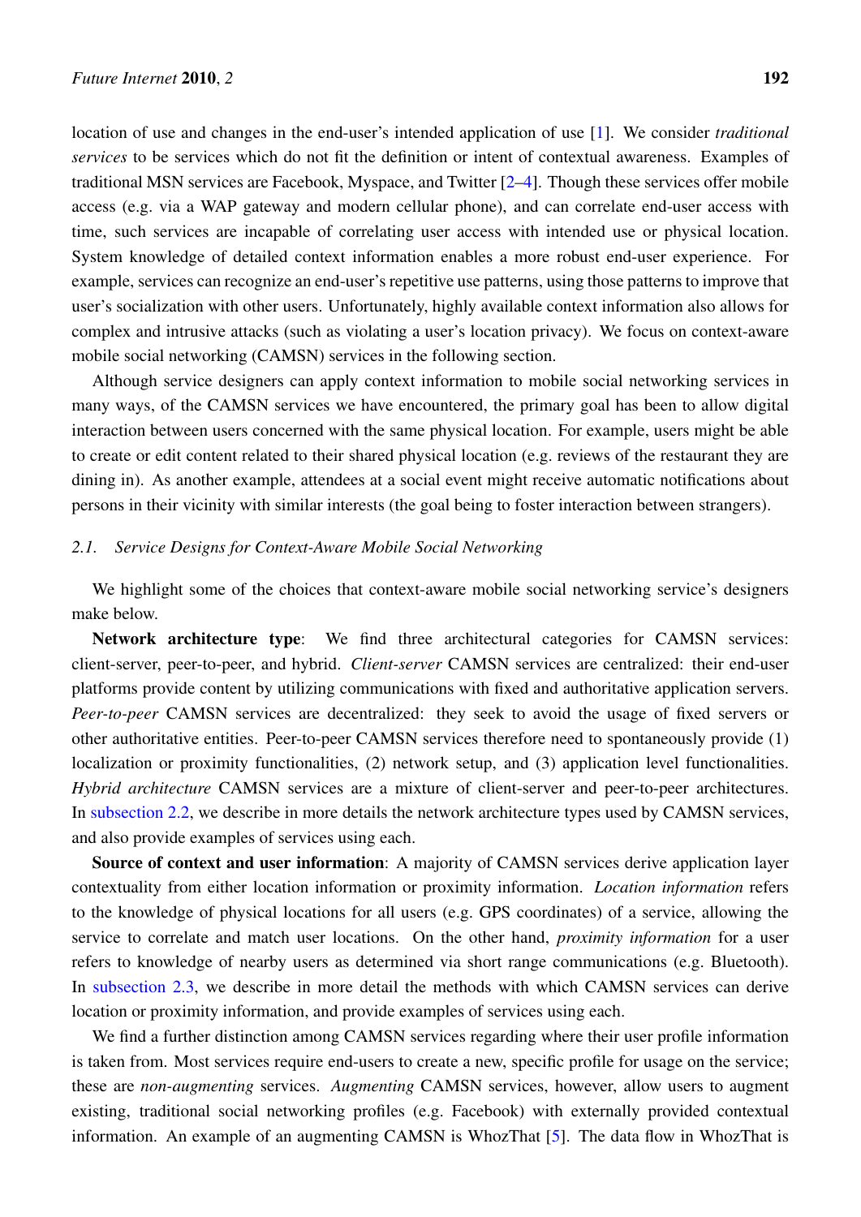location of use and changes in the end-user's intended application of use [1]. We consider *traditional services* to be services which do not fit the definition or intent of contextual awareness. Examples of traditional MSN services are Facebook, Myspace, and Twitter [2–4]. Though these services offer mobile access (e.g. via a WAP gateway and modern cellular phone), and can correlate end-user access with time, such services are incapable of correlating user access with intended use or physical location. System knowledge of detailed context information enables a more robust end-user experience. For example, services can recognize an end-user's repetitive use patterns, using those patterns to improve that user's socialization with other users. Unfortunately, highly available context information also allows for complex and intrusive attacks (such as violating a user's location privacy). We focus on context-aware mobile social networking (CAMSN) services in the following section.

Although service designers can apply context information to mobile social networking services in many ways, of the CAMSN services we have encountered, the primary goal has been to allow digital interaction between users concerned with the same physical location. For example, users might be able to create or edit content related to their shared physical location (e.g. reviews of the restaurant they are dining in). As another example, attendees at a social event might receive automatic notifications about persons in their vicinity with similar interests (the goal being to foster interaction between strangers).

### 2.1. Service Designs for Context-Aware Mobile Social Networking

We highlight some of the choices that context-aware mobile social networking service's designers make below.

**Network architecture type**: We find three architectural categories for CAMSN services: client-server, peer-to-peer, and hybrid. *Client-server* CAMSN services are centralized: their end-user platforms provide content by utilizing communications with fixed and authoritative application servers. *Peer-to-peer* CAMSN services are decentralized: they seek to avoid the usage of fixed servers or other authoritative entities. Peer-to-peer CAMSN services therefore need to spontaneously provide (1) localization or proximity functionalities, (2) network setup, and (3) application level functionalities. *Hybrid architecture* CAMSN services are a mixture of client-server and peer-to-peer architectures. In subsection 2.2, we describe in more details the network architecture types used by CAMSN services, and also provide examples of services using each.

**Source of context and user information**: A majority of CAMSN services derive application layer contextuality from either location information or proximity information. *Location information* refers to the knowledge of physical locations for all users (e.g. GPS coordinates) of a service, allowing the service to correlate and match user locations. On the other hand, *proximity information* for a user refers to knowledge of nearby users as determined via short range communications (e.g. Bluetooth). In subsection 2.3, we describe in more detail the methods with which CAMSN services can derive location or proximity information, and provide examples of services using each.

We find a further distinction among CAMSN services regarding where their user profile information is taken from. Most services require end-users to create a new, specific profile for usage on the service; these are *non-augmenting* services. *Augmenting* CAMSN services, however, allow users to augment existing, traditional social networking profiles (e.g. Facebook) with externally provided contextual information. An example of an augmenting CAMSN is WhozThat [5]. The data flow in WhozThat is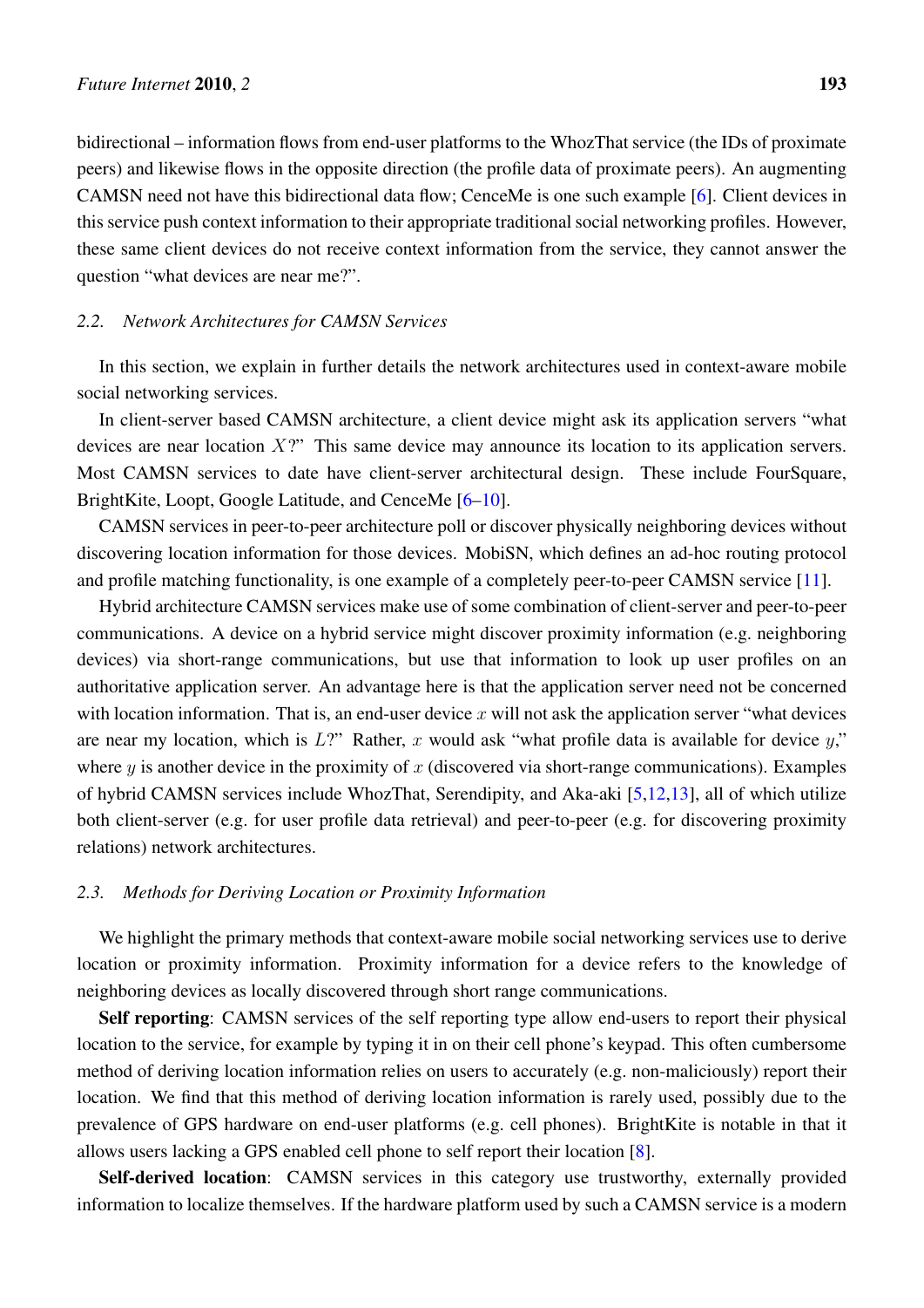bidirectional – information flows from end-user platforms to the WhozThat service (the IDs of proximate peers) and likewise flows in the opposite direction (the profile data of proximate peers). An augmenting CAMSN need not have this bidirectional data flow; CenceMe is one such example [6]. Client devices in this service push context information to their appropriate traditional social networking profiles. However, these same client devices do not receive context information from the service, they cannot answer the question "what devices are near me?".

### 2.2. Network Architectures for CAMSN Services

In this section, we explain in further details the network architectures used in context-aware mobile social networking services.

In client-server based CAMSN architecture, a client device might ask its application servers "what devices are near location $X$?" This same device may announce its location to its application servers. Most CAMSN services to date have client-server architectural design. These include FourSquare, BrightKite, Loopt, Google Latitude, and CenceMe [6–10].

CAMSN services in peer-to-peer architecture poll or discover physically neighboring devices without discovering location information for those devices. MobiSN, which defines an ad-hoc routing protocol and profile matching functionality, is one example of a completely peer-to-peer CAMSN service [11].

Hybrid architecture CAMSN services make use of some combination of client-server and peer-to-peer communications. A device on a hybrid service might discover proximity information (e.g. neighboring devices) via short-range communications, but use that information to look up user profiles on an authoritative application server. An advantage here is that the application server need not be concerned with location information. That is, an end-user device $x$ will not ask the application server "what devices are near my location, which is $L$?" Rather, $x$ would ask "what profile data is available for device $y$," where $y$ is another device in the proximity of $x$ (discovered via short-range communications). Examples of hybrid CAMSN services include WhozThat, Serendipity, and Aka-aki [5,12,13], all of which utilize both client-server (e.g. for user profile data retrieval) and peer-to-peer (e.g. for discovering proximity relations) network architectures.

### 2.3. Methods for Deriving Location or Proximity Information

We highlight the primary methods that context-aware mobile social networking services use to derive location or proximity information. Proximity information for a device refers to the knowledge of neighboring devices as locally discovered through short range communications.

**Self reporting**: CAMSN services of the self reporting type allow end-users to report their physical location to the service, for example by typing it in on their cell phone's keypad. This often cumbersome method of deriving location information relies on users to accurately (e.g. non-maliciously) report their location. We find that this method of deriving location information is rarely used, possibly due to the prevalence of GPS hardware on end-user platforms (e.g. cell phones). BrightKite is notable in that it allows users lacking a GPS enabled cell phone to self report their location [8].

**Self-derived location**: CAMSN services in this category use trustworthy, externally provided information to localize themselves. If the hardware platform used by such a CAMSN service is a modern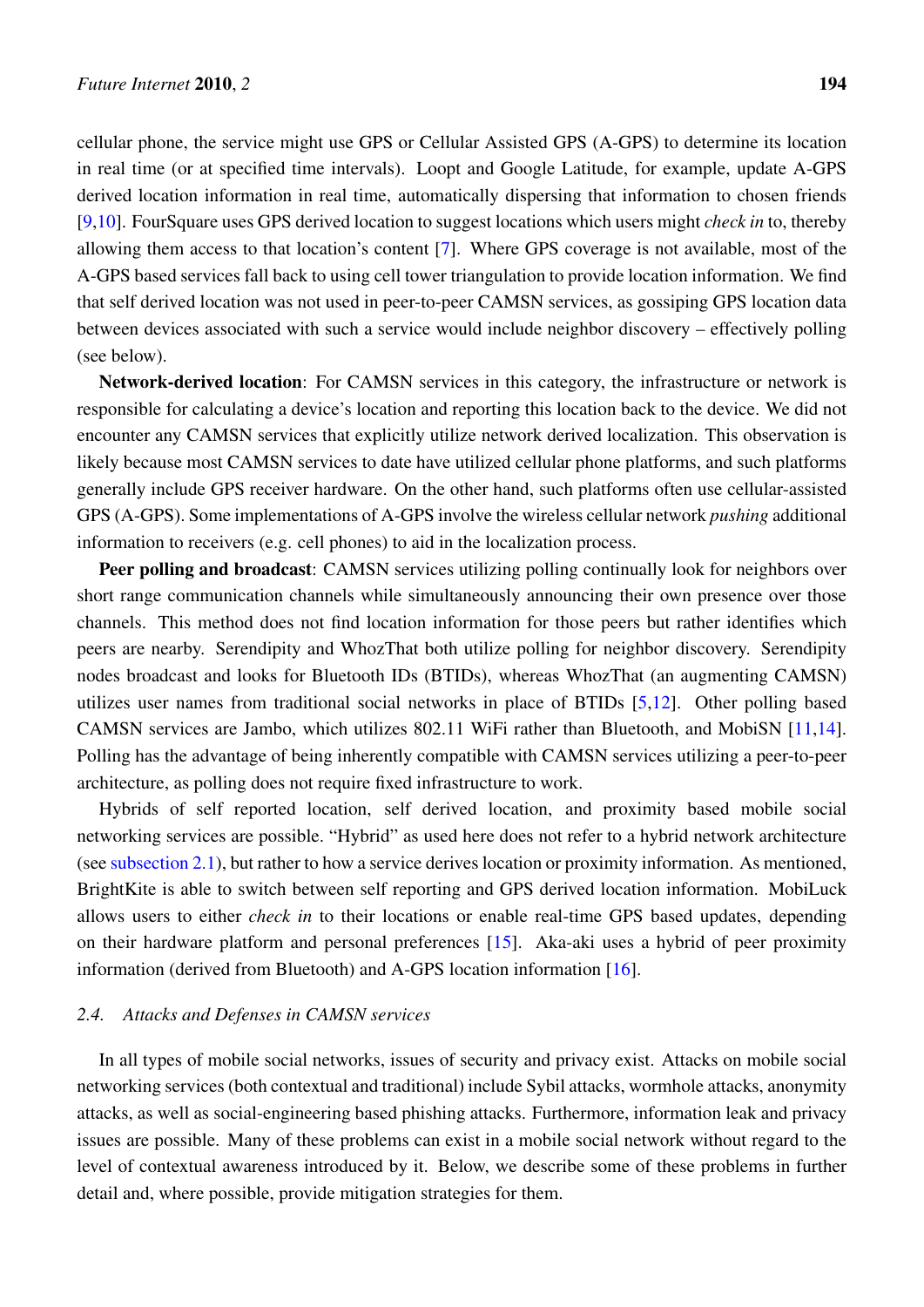cellular phone, the service might use GPS or Cellular Assisted GPS (A-GPS) to determine its location in real time (or at specified time intervals). Loopt and Google Latitude, for example, update A-GPS derived location information in real time, automatically dispersing that information to chosen friends [9,10]. FourSquare uses GPS derived location to suggest locations which users might *check in* to, thereby allowing them access to that location's content [7]. Where GPS coverage is not available, most of the A-GPS based services fall back to using cell tower triangulation to provide location information. We find that self derived location was not used in peer-to-peer CAMSN services, as gossiping GPS location data between devices associated with such a service would include neighbor discovery – effectively polling (see below).

**Network-derived location**: For CAMSN services in this category, the infrastructure or network is responsible for calculating a device's location and reporting this location back to the device. We did not encounter any CAMSN services that explicitly utilize network derived localization. This observation is likely because most CAMSN services to date have utilized cellular phone platforms, and such platforms generally include GPS receiver hardware. On the other hand, such platforms often use cellular-assisted GPS (A-GPS). Some implementations of A-GPS involve the wireless cellular network *pushing* additional information to receivers (e.g. cell phones) to aid in the localization process.

**Peer polling and broadcast**: CAMSN services utilizing polling continually look for neighbors over short range communication channels while simultaneously announcing their own presence over those channels. This method does not find location information for those peers but rather identifies which peers are nearby. Serendipity and WhozThat both utilize polling for neighbor discovery. Serendipity nodes broadcast and looks for Bluetooth IDs (BTIDs), whereas WhozThat (an augmenting CAMSN) utilizes user names from traditional social networks in place of BTIDs [5,12]. Other polling based CAMSN services are Jambo, which utilizes 802.11 WiFi rather than Bluetooth, and MobiSN [11,14]. Polling has the advantage of being inherently compatible with CAMSN services utilizing a peer-to-peer architecture, as polling does not require fixed infrastructure to work.

Hybrids of self reported location, self derived location, and proximity based mobile social networking services are possible. "Hybrid" as used here does not refer to a hybrid network architecture (see subsection 2.1), but rather to how a service derives location or proximity information. As mentioned, BrightKite is able to switch between self reporting and GPS derived location information. MobiLuck allows users to either *check in* to their locations or enable real-time GPS based updates, depending on their hardware platform and personal preferences [15]. Aka-aki uses a hybrid of peer proximity information (derived from Bluetooth) and A-GPS location information [16].

### 2.4. Attacks and Defenses in CAMSN services

In all types of mobile social networks, issues of security and privacy exist. Attacks on mobile social networking services (both contextual and traditional) include Sybil attacks, wormhole attacks, anonymity attacks, as well as social-engineering based phishing attacks. Furthermore, information leak and privacy issues are possible. Many of these problems can exist in a mobile social network without regard to the level of contextual awareness introduced by it. Below, we describe some of these problems in further detail and, where possible, provide mitigation strategies for them.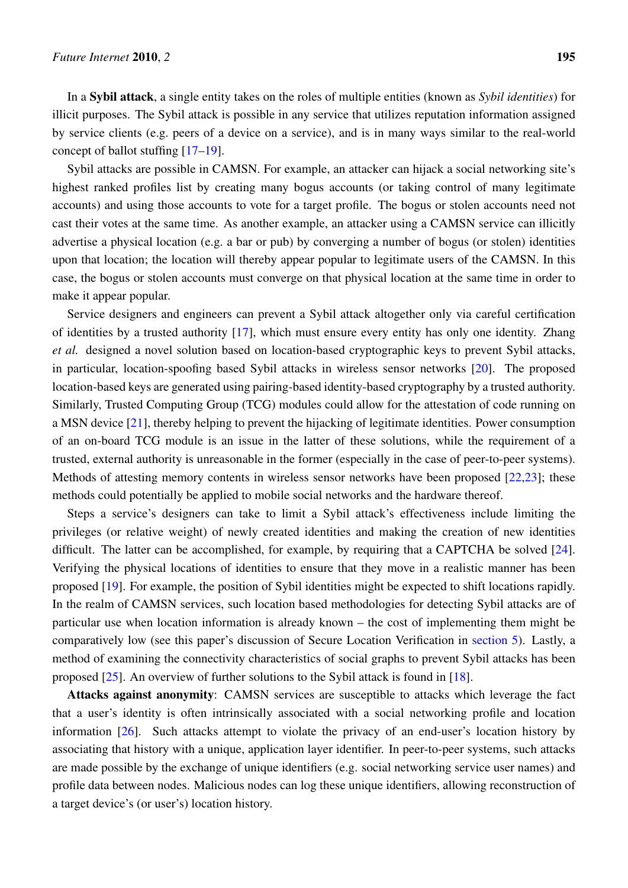In a **Sybil attack**, a single entity takes on the roles of multiple entities (known as *Sybil identities*) for illicit purposes. The Sybil attack is possible in any service that utilizes reputation information assigned by service clients (e.g. peers of a device on a service), and is in many ways similar to the real-world concept of ballot stuffing [17–19].

Sybil attacks are possible in CAMSN. For example, an attacker can hijack a social networking site's highest ranked profiles list by creating many bogus accounts (or taking control of many legitimate accounts) and using those accounts to vote for a target profile. The bogus or stolen accounts need not cast their votes at the same time. As another example, an attacker using a CAMSN service can illicitly advertise a physical location (e.g. a bar or pub) by converging a number of bogus (or stolen) identities upon that location; the location will thereby appear popular to legitimate users of the CAMSN. In this case, the bogus or stolen accounts must converge on that physical location at the same time in order to make it appear popular.

Service designers and engineers can prevent a Sybil attack altogether only via careful certification of identities by a trusted authority [17], which must ensure every entity has only one identity. Zhang *et al.* designed a novel solution based on location-based cryptographic keys to prevent Sybil attacks, in particular, location-spoofing based Sybil attacks in wireless sensor networks [20]. The proposed location-based keys are generated using pairing-based identity-based cryptography by a trusted authority. Similarly, Trusted Computing Group (TCG) modules could allow for the attestation of code running on a MSN device [21], thereby helping to prevent the hijacking of legitimate identities. Power consumption of an on-board TCG module is an issue in the latter of these solutions, while the requirement of a trusted, external authority is unreasonable in the former (especially in the case of peer-to-peer systems). Methods of attesting memory contents in wireless sensor networks have been proposed [22,23]; these methods could potentially be applied to mobile social networks and the hardware thereof.

Steps a service's designers can take to limit a Sybil attack's effectiveness include limiting the privileges (or relative weight) of newly created identities and making the creation of new identities difficult. The latter can be accomplished, for example, by requiring that a CAPTCHA be solved [24]. Verifying the physical locations of identities to ensure that they move in a realistic manner has been proposed [19]. For example, the position of Sybil identities might be expected to shift locations rapidly. In the realm of CAMSN services, such location based methodologies for detecting Sybil attacks are of particular use when location information is already known – the cost of implementing them might be comparatively low (see this paper's discussion of Secure Location Verification in section 5). Lastly, a method of examining the connectivity characteristics of social graphs to prevent Sybil attacks has been proposed [25]. An overview of further solutions to the Sybil attack is found in [18].

**Attacks against anonymity**: CAMSN services are susceptible to attacks which leverage the fact that a user's identity is often intrinsically associated with a social networking profile and location information [26]. Such attacks attempt to violate the privacy of an end-user's location history by associating that history with a unique, application layer identifier. In peer-to-peer systems, such attacks are made possible by the exchange of unique identifiers (e.g. social networking service user names) and profile data between nodes. Malicious nodes can log these unique identifiers, allowing reconstruction of a target device's (or user's) location history.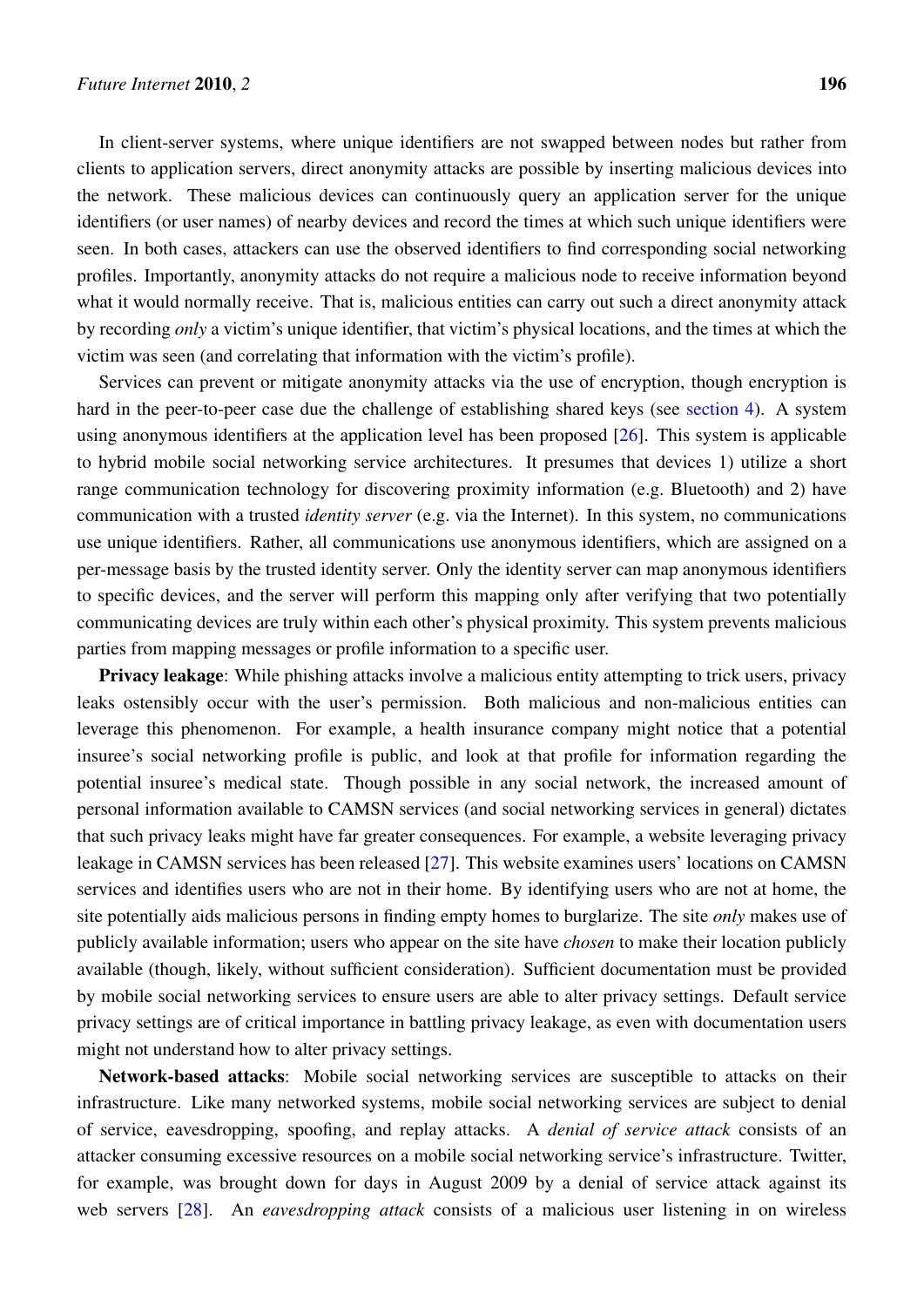In client-server systems, where unique identifiers are not swapped between nodes but rather from clients to application servers, direct anonymity attacks are possible by inserting malicious devices into the network. These malicious devices can continuously query an application server for the unique identifiers (or user names) of nearby devices and record the times at which such unique identifiers were seen. In both cases, attackers can use the observed identifiers to find corresponding social networking profiles. Importantly, anonymity attacks do not require a malicious node to receive information beyond what it would normally receive. That is, malicious entities can carry out such a direct anonymity attack by recording *only* a victim's unique identifier, that victim's physical locations, and the times at which the victim was seen (and correlating that information with the victim's profile).

Services can prevent or mitigate anonymity attacks via the use of encryption, though encryption is hard in the peer-to-peer case due the challenge of establishing shared keys (see section 4). A system using anonymous identifiers at the application level has been proposed [26]. This system is applicable to hybrid mobile social networking service architectures. It presumes that devices 1) utilize a short range communication technology for discovering proximity information (e.g. Bluetooth) and 2) have communication with a trusted *identity server* (e.g. via the Internet). In this system, no communications use unique identifiers. Rather, all communications use anonymous identifiers, which are assigned on a per-message basis by the trusted identity server. Only the identity server can map anonymous identifiers to specific devices, and the server will perform this mapping only after verifying that two potentially communicating devices are truly within each other's physical proximity. This system prevents malicious parties from mapping messages or profile information to a specific user.

**Privacy leakage**: While phishing attacks involve a malicious entity attempting to trick users, privacy leaks ostensibly occur with the user's permission. Both malicious and non-malicious entities can leverage this phenomenon. For example, a health insurance company might notice that a potential insuree's social networking profile is public, and look at that profile for information regarding the potential insuree's medical state. Though possible in any social network, the increased amount of personal information available to CAMSN services (and social networking services in general) dictates that such privacy leaks might have far greater consequences. For example, a website leveraging privacy leakage in CAMSN services has been released [27]. This website examines users' locations on CAMSN services and identifies users who are not in their home. By identifying users who are not at home, the site potentially aids malicious persons in finding empty homes to burglarize. The site *only* makes use of publicly available information; users who appear on the site have *chosen* to make their location publicly available (though, likely, without sufficient consideration). Sufficient documentation must be provided by mobile social networking services to ensure users are able to alter privacy settings. Default service privacy settings are of critical importance in battling privacy leakage, as even with documentation users might not understand how to alter privacy settings.

**Network-based attacks**: Mobile social networking services are susceptible to attacks on their infrastructure. Like many networked systems, mobile social networking services are subject to denial of service, eavesdropping, spoofing, and replay attacks. A *denial of service attack* consists of an attacker consuming excessive resources on a mobile social networking service's infrastructure. Twitter, for example, was brought down for days in August 2009 by a denial of service attack against its web servers [28]. An *eavesdropping attack* consists of a malicious user listening in on wireless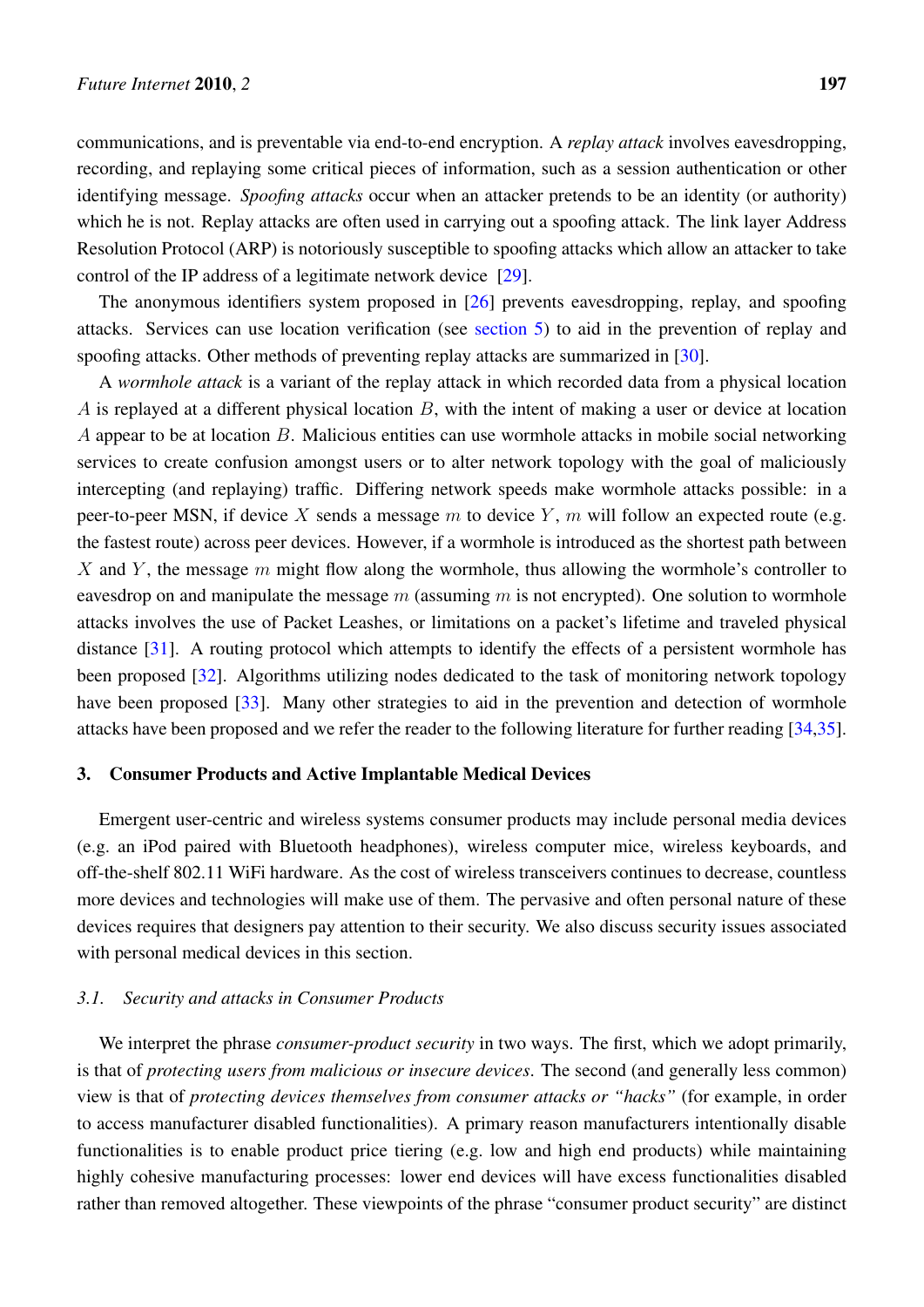communications, and is preventable via end-to-end encryption. A *replay attack* involves eavesdropping, recording, and replaying some critical pieces of information, such as a session authentication or other identifying message. *Spoofing attacks* occur when an attacker pretends to be an identity (or authority) which he is not. Replay attacks are often used in carrying out a spoofing attack. The link layer Address Resolution Protocol (ARP) is notoriously susceptible to spoofing attacks which allow an attacker to take control of the IP address of a legitimate network device [29].

The anonymous identifiers system proposed in [26] prevents eavesdropping, replay, and spoofing attacks. Services can use location verification (see section 5) to aid in the prevention of replay and spoofing attacks. Other methods of preventing replay attacks are summarized in [30].

A *wormhole attack* is a variant of the replay attack in which recorded data from a physical location $A$ is replayed at a different physical location $B$, with the intent of making a user or device at location $A$ appear to be at location $B$. Malicious entities can use wormhole attacks in mobile social networking services to create confusion amongst users or to alter network topology with the goal of maliciously intercepting (and replaying) traffic. Differing network speeds make wormhole attacks possible: in a peer-to-peer MSN, if device $X$ sends a message $m$ to device $Y$, $m$ will follow an expected route (e.g. the fastest route) across peer devices. However, if a wormhole is introduced as the shortest path between $X$ and $Y$, the message $m$ might flow along the wormhole, thus allowing the wormhole's controller to eavesdrop on and manipulate the message $m$ (assuming $m$ is not encrypted). One solution to wormhole attacks involves the use of Packet Leashes, or limitations on a packet's lifetime and traveled physical distance [31]. A routing protocol which attempts to identify the effects of a persistent wormhole has been proposed [32]. Algorithms utilizing nodes dedicated to the task of monitoring network topology have been proposed [33]. Many other strategies to aid in the prevention and detection of wormhole attacks have been proposed and we refer the reader to the following literature for further reading [34,35].

## 3. Consumer Products and Active Implantable Medical Devices

Emergent user-centric and wireless systems consumer products may include personal media devices (e.g. an iPod paired with Bluetooth headphones), wireless computer mice, wireless keyboards, and off-the-shelf 802.11 WiFi hardware. As the cost of wireless transceivers continues to decrease, countless more devices and technologies will make use of them. The pervasive and often personal nature of these devices requires that designers pay attention to their security. We also discuss security issues associated with personal medical devices in this section.

### 3.1. Security and attacks in Consumer Products

We interpret the phrase *consumer-product security* in two ways. The first, which we adopt primarily, is that of *protecting users from malicious or insecure devices*. The second (and generally less common) view is that of *protecting devices themselves from consumer attacks or "hacks"* (for example, in order to access manufacturer disabled functionalities). A primary reason manufacturers intentionally disable functionalities is to enable product price tiering (e.g. low and high end products) while maintaining highly cohesive manufacturing processes: lower end devices will have excess functionalities disabled rather than removed altogether. These viewpoints of the phrase "consumer product security" are distinct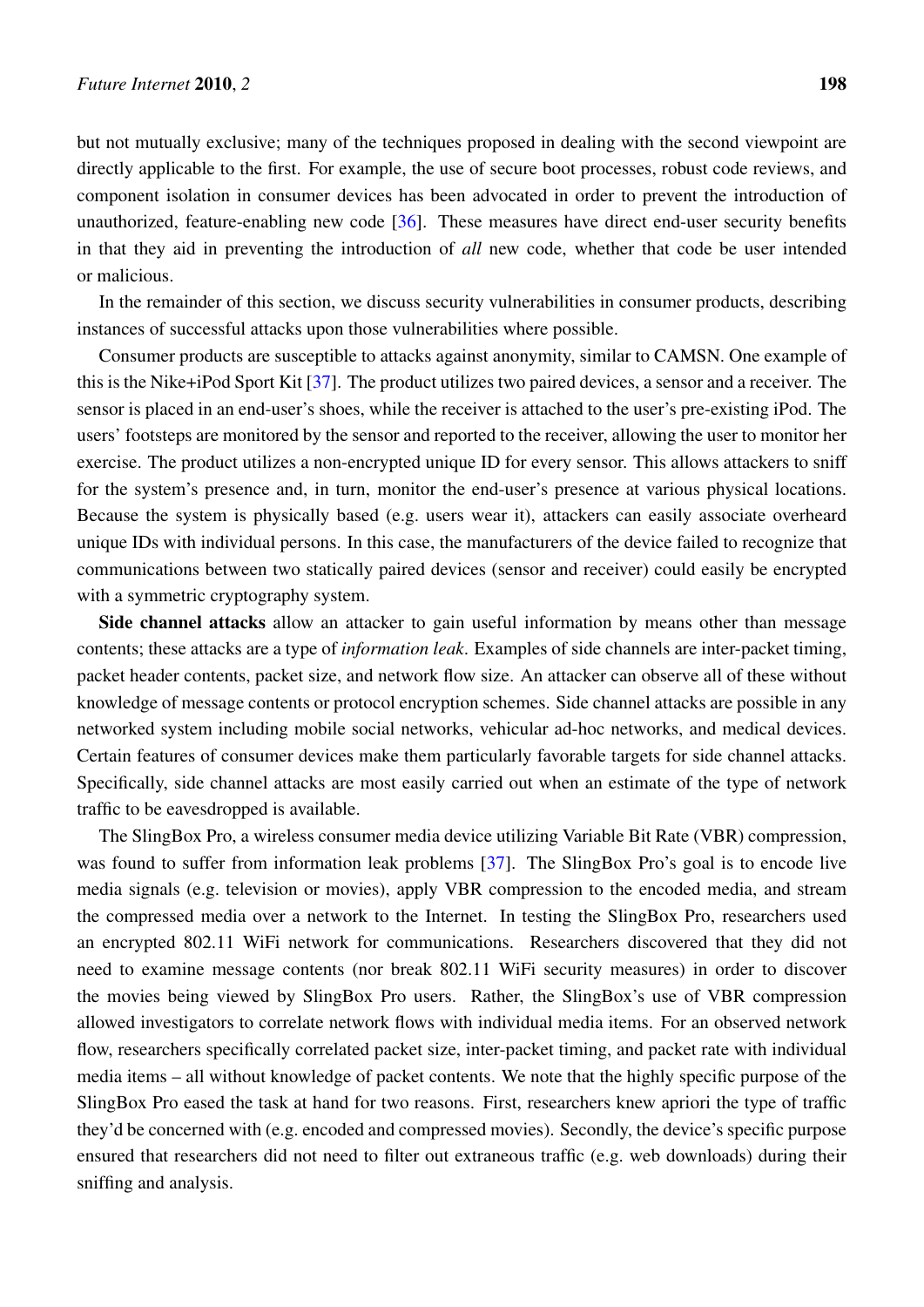but not mutually exclusive; many of the techniques proposed in dealing with the second viewpoint are directly applicable to the first. For example, the use of secure boot processes, robust code reviews, and component isolation in consumer devices has been advocated in order to prevent the introduction of unauthorized, feature-enabling new code [36]. These measures have direct end-user security benefits in that they aid in preventing the introduction of *all* new code, whether that code be user intended or malicious.

In the remainder of this section, we discuss security vulnerabilities in consumer products, describing instances of successful attacks upon those vulnerabilities where possible.

Consumer products are susceptible to attacks against anonymity, similar to CAMSN. One example of this is the Nike+iPod Sport Kit [37]. The product utilizes two paired devices, a sensor and a receiver. The sensor is placed in an end-user's shoes, while the receiver is attached to the user's pre-existing iPod. The users' footsteps are monitored by the sensor and reported to the receiver, allowing the user to monitor her exercise. The product utilizes a non-encrypted unique ID for every sensor. This allows attackers to sniff for the system's presence and, in turn, monitor the end-user's presence at various physical locations. Because the system is physically based (e.g. users wear it), attackers can easily associate overheard unique IDs with individual persons. In this case, the manufacturers of the device failed to recognize that communications between two statically paired devices (sensor and receiver) could easily be encrypted with a symmetric cryptography system.

**Side channel attacks** allow an attacker to gain useful information by means other than message contents; these attacks are a type of *information leak*. Examples of side channels are inter-packet timing, packet header contents, packet size, and network flow size. An attacker can observe all of these without knowledge of message contents or protocol encryption schemes. Side channel attacks are possible in any networked system including mobile social networks, vehicular ad-hoc networks, and medical devices. Certain features of consumer devices make them particularly favorable targets for side channel attacks. Specifically, side channel attacks are most easily carried out when an estimate of the type of network traffic to be eavesdropped is available.

The SlingBox Pro, a wireless consumer media device utilizing Variable Bit Rate (VBR) compression, was found to suffer from information leak problems [37]. The SlingBox Pro's goal is to encode live media signals (e.g. television or movies), apply VBR compression to the encoded media, and stream the compressed media over a network to the Internet. In testing the SlingBox Pro, researchers used an encrypted 802.11 WiFi network for communications. Researchers discovered that they did not need to examine message contents (nor break 802.11 WiFi security measures) in order to discover the movies being viewed by SlingBox Pro users. Rather, the SlingBox's use of VBR compression allowed investigators to correlate network flows with individual media items. For an observed network flow, researchers specifically correlated packet size, inter-packet timing, and packet rate with individual media items – all without knowledge of packet contents. We note that the highly specific purpose of the SlingBox Pro eased the task at hand for two reasons. First, researchers knew apriori the type of traffic they'd be concerned with (e.g. encoded and compressed movies). Secondly, the device's specific purpose ensured that researchers did not need to filter out extraneous traffic (e.g. web downloads) during their sniffing and analysis.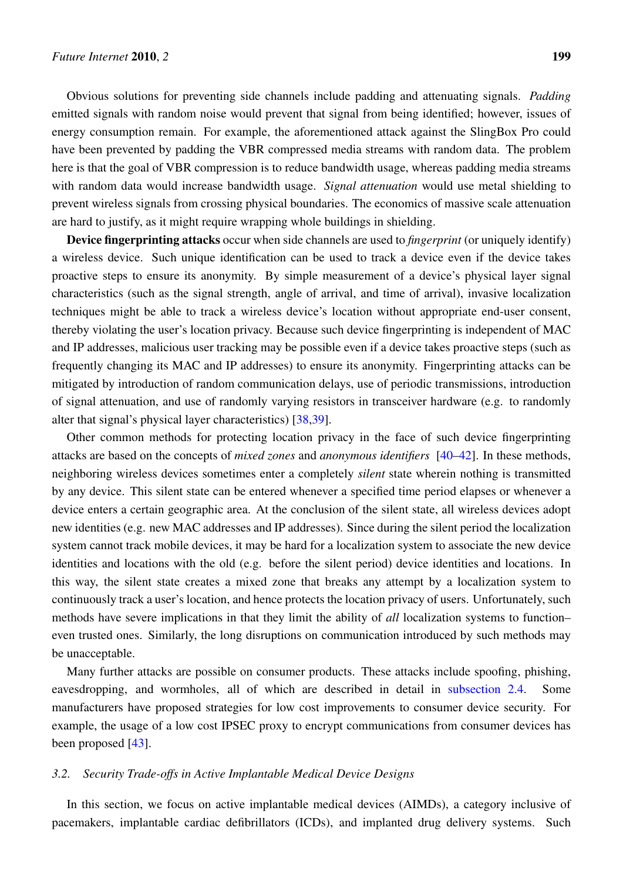Obvious solutions for preventing side channels include padding and attenuating signals. *Padding* emitted signals with random noise would prevent that signal from being identified; however, issues of energy consumption remain. For example, the aforementioned attack against the SlingBox Pro could have been prevented by padding the VBR compressed media streams with random data. The problem here is that the goal of VBR compression is to reduce bandwidth usage, whereas padding media streams with random data would increase bandwidth usage. *Signal attenuation* would use metal shielding to prevent wireless signals from crossing physical boundaries. The economics of massive scale attenuation are hard to justify, as it might require wrapping whole buildings in shielding.

**Device fingerprinting attacks** occur when side channels are used to *fingerprint* (or uniquely identify) a wireless device. Such unique identification can be used to track a device even if the device takes proactive steps to ensure its anonymity. By simple measurement of a device's physical layer signal characteristics (such as the signal strength, angle of arrival, and time of arrival), invasive localization techniques might be able to track a wireless device's location without appropriate end-user consent, thereby violating the user's location privacy. Because such device fingerprinting is independent of MAC and IP addresses, malicious user tracking may be possible even if a device takes proactive steps (such as frequently changing its MAC and IP addresses) to ensure its anonymity. Fingerprinting attacks can be mitigated by introduction of random communication delays, use of periodic transmissions, introduction of signal attenuation, and use of randomly varying resistors in transceiver hardware (e.g. to randomly alter that signal's physical layer characteristics) [38,39].

Other common methods for protecting location privacy in the face of such device fingerprinting attacks are based on the concepts of *mixed zones* and *anonymous identifiers* [40–42]. In these methods, neighboring wireless devices sometimes enter a completely *silent* state wherein nothing is transmitted by any device. This silent state can be entered whenever a specified time period elapses or whenever a device enters a certain geographic area. At the conclusion of the silent state, all wireless devices adopt new identities (e.g. new MAC addresses and IP addresses). Since during the silent period the localization system cannot track mobile devices, it may be hard for a localization system to associate the new device identities and locations with the old (e.g. before the silent period) device identities and locations. In this way, the silent state creates a mixed zone that breaks any attempt by a localization system to continuously track a user's location, and hence protects the location privacy of users. Unfortunately, such methods have severe implications in that they limit the ability of *all* localization systems to function– even trusted ones. Similarly, the long disruptions on communication introduced by such methods may be unacceptable.

Many further attacks are possible on consumer products. These attacks include spoofing, phishing, eavesdropping, and wormholes, all of which are described in detail in subsection 2.4. Some manufacturers have proposed strategies for low cost improvements to consumer device security. For example, the usage of a low cost IPSEC proxy to encrypt communications from consumer devices has been proposed [43].

### *3.2. Security Trade-offs in Active Implantable Medical Device Designs*

In this section, we focus on active implantable medical devices (AIMDs), a category inclusive of pacemakers, implantable cardiac defibrillators (ICDs), and implanted drug delivery systems. Such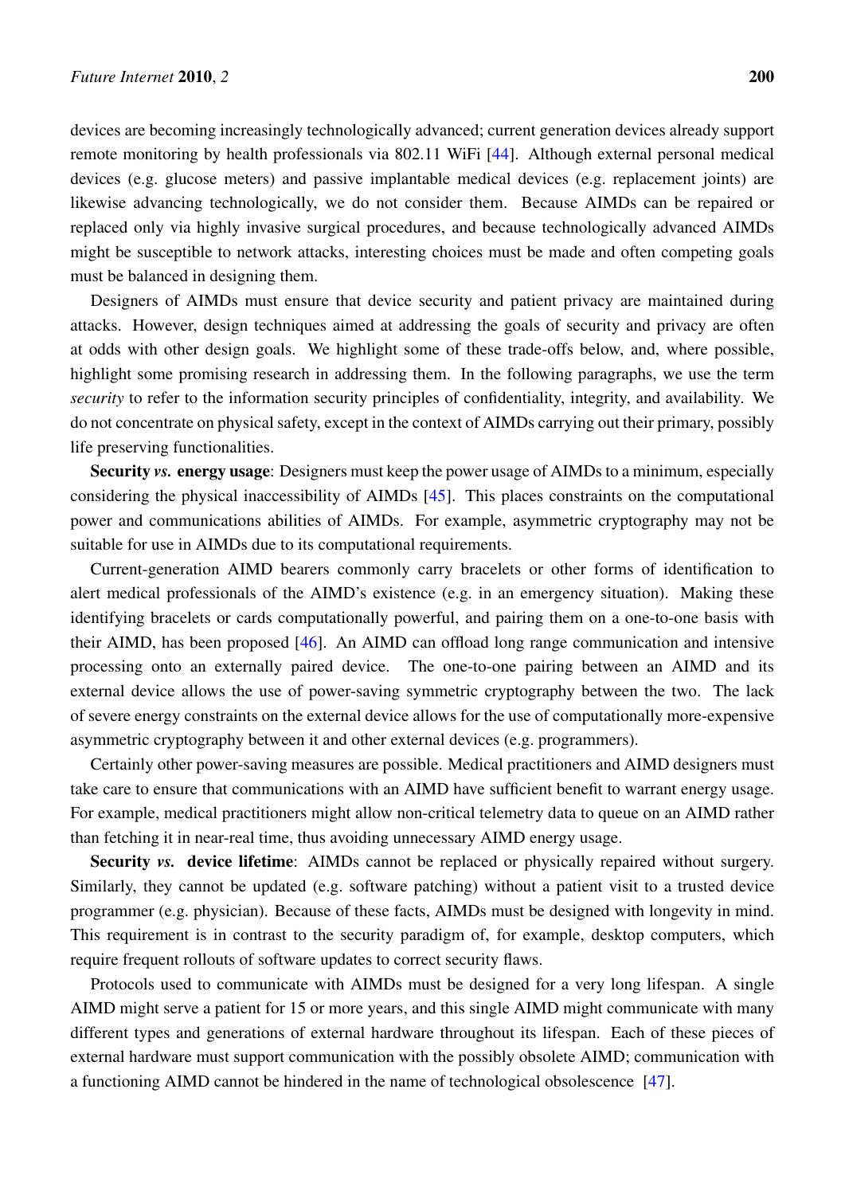devices are becoming increasingly technologically advanced; current generation devices already support remote monitoring by health professionals via 802.11 WiFi [44]. Although external personal medical devices (e.g. glucose meters) and passive implantable medical devices (e.g. replacement joints) are likewise advancing technologically, we do not consider them. Because AIMDs can be repaired or replaced only via highly invasive surgical procedures, and because technologically advanced AIMDs might be susceptible to network attacks, interesting choices must be made and often competing goals must be balanced in designing them.

Designers of AIMDs must ensure that device security and patient privacy are maintained during attacks. However, design techniques aimed at addressing the goals of security and privacy are often at odds with other design goals. We highlight some of these trade-offs below, and, where possible, highlight some promising research in addressing them. In the following paragraphs, we use the term *security* to refer to the information security principles of confidentiality, integrity, and availability. We do not concentrate on physical safety, except in the context of AIMDs carrying out their primary, possibly life preserving functionalities.

**Security *vs.* energy usage**: Designers must keep the power usage of AIMDs to a minimum, especially considering the physical inaccessibility of AIMDs [45]. This places constraints on the computational power and communications abilities of AIMDs. For example, asymmetric cryptography may not be suitable for use in AIMDs due to its computational requirements.

Current-generation AIMD bearers commonly carry bracelets or other forms of identification to alert medical professionals of the AIMD's existence (e.g. in an emergency situation). Making these identifying bracelets or cards computationally powerful, and pairing them on a one-to-one basis with their AIMD, has been proposed [46]. An AIMD can offload long range communication and intensive processing onto an externally paired device. The one-to-one pairing between an AIMD and its external device allows the use of power-saving symmetric cryptography between the two. The lack of severe energy constraints on the external device allows for the use of computationally more-expensive asymmetric cryptography between it and other external devices (e.g. programmers).

Certainly other power-saving measures are possible. Medical practitioners and AIMD designers must take care to ensure that communications with an AIMD have sufficient benefit to warrant energy usage. For example, medical practitioners might allow non-critical telemetry data to queue on an AIMD rather than fetching it in near-real time, thus avoiding unnecessary AIMD energy usage.

**Security *vs.* device lifetime**: AIMDs cannot be replaced or physically repaired without surgery. Similarly, they cannot be updated (e.g. software patching) without a patient visit to a trusted device programmer (e.g. physician). Because of these facts, AIMDs must be designed with longevity in mind. This requirement is in contrast to the security paradigm of, for example, desktop computers, which require frequent rollouts of software updates to correct security flaws.

Protocols used to communicate with AIMDs must be designed for a very long lifespan. A single AIMD might serve a patient for 15 or more years, and this single AIMD might communicate with many different types and generations of external hardware throughout its lifespan. Each of these pieces of external hardware must support communication with the possibly obsolete AIMD; communication with a functioning AIMD cannot be hindered in the name of technological obsolescence [47].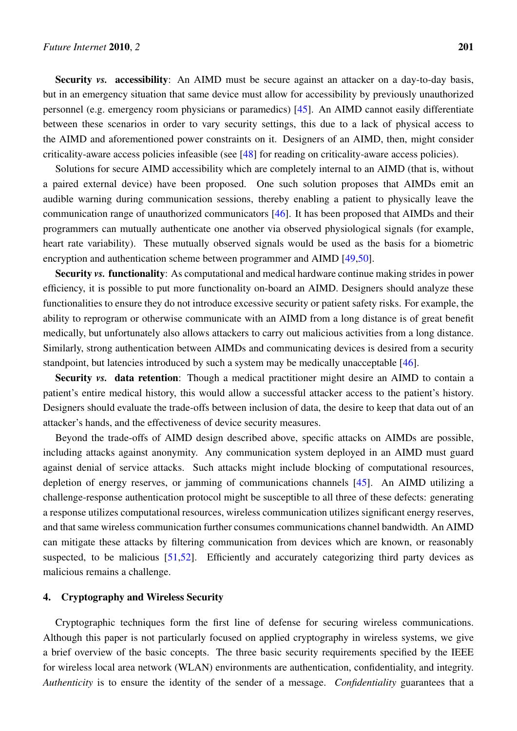**Security *vs.* accessibility**: An AIMD must be secure against an attacker on a day-to-day basis, but in an emergency situation that same device must allow for accessibility by previously unauthorized personnel (e.g. emergency room physicians or paramedics) [45]. An AIMD cannot easily differentiate between these scenarios in order to vary security settings, this due to a lack of physical access to the AIMD and aforementioned power constraints on it. Designers of an AIMD, then, might consider criticality-aware access policies infeasible (see [48] for reading on criticality-aware access policies).

Solutions for secure AIMD accessibility which are completely internal to an AIMD (that is, without a paired external device) have been proposed. One such solution proposes that AIMDs emit an audible warning during communication sessions, thereby enabling a patient to physically leave the communication range of unauthorized communicators [46]. It has been proposed that AIMDs and their programmers can mutually authenticate one another via observed physiological signals (for example, heart rate variability). These mutually observed signals would be used as the basis for a biometric encryption and authentication scheme between programmer and AIMD [49,50].

**Security *vs.* functionality**: As computational and medical hardware continue making strides in power efficiency, it is possible to put more functionality on-board an AIMD. Designers should analyze these functionalities to ensure they do not introduce excessive security or patient safety risks. For example, the ability to reprogram or otherwise communicate with an AIMD from a long distance is of great benefit medically, but unfortunately also allows attackers to carry out malicious activities from a long distance. Similarly, strong authentication between AIMDs and communicating devices is desired from a security standpoint, but latencies introduced by such a system may be medically unacceptable [46].

**Security *vs.* data retention**: Though a medical practitioner might desire an AIMD to contain a patient's entire medical history, this would allow a successful attacker access to the patient's history. Designers should evaluate the trade-offs between inclusion of data, the desire to keep that data out of an attacker's hands, and the effectiveness of device security measures.

Beyond the trade-offs of AIMD design described above, specific attacks on AIMDs are possible, including attacks against anonymity. Any communication system deployed in an AIMD must guard against denial of service attacks. Such attacks might include blocking of computational resources, depletion of energy reserves, or jamming of communications channels [45]. An AIMD utilizing a challenge-response authentication protocol might be susceptible to all three of these defects: generating a response utilizes computational resources, wireless communication utilizes significant energy reserves, and that same wireless communication further consumes communications channel bandwidth. An AIMD can mitigate these attacks by filtering communication from devices which are known, or reasonably suspected, to be malicious [51,52]. Efficiently and accurately categorizing third party devices as malicious remains a challenge.

## 4. Cryptography and Wireless Security

Cryptographic techniques form the first line of defense for securing wireless communications. Although this paper is not particularly focused on applied cryptography in wireless systems, we give a brief overview of the basic concepts. The three basic security requirements specified by the IEEE for wireless local area network (WLAN) environments are authentication, confidentiality, and integrity. *Authenticity* is to ensure the identity of the sender of a message. *Confidentiality* guarantees that a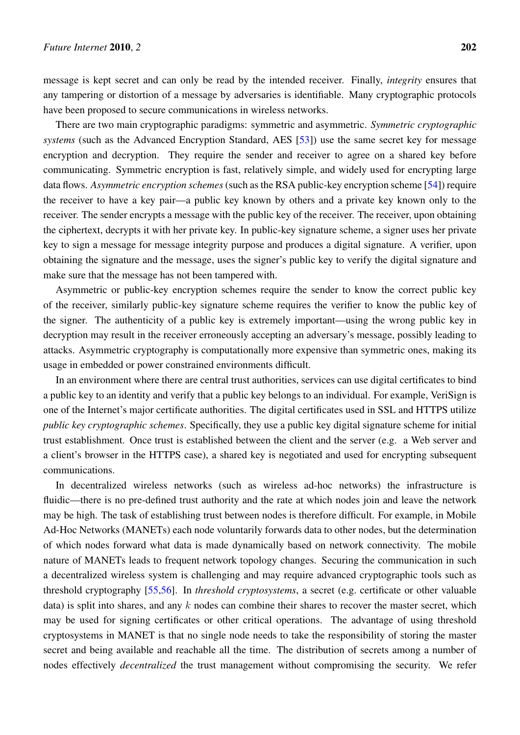message is kept secret and can only be read by the intended receiver. Finally, *integrity* ensures that any tampering or distortion of a message by adversaries is identifiable. Many cryptographic protocols have been proposed to secure communications in wireless networks.

There are two main cryptographic paradigms: symmetric and asymmetric. *Symmetric cryptographic systems* (such as the Advanced Encryption Standard, AES [53]) use the same secret key for message encryption and decryption. They require the sender and receiver to agree on a shared key before communicating. Symmetric encryption is fast, relatively simple, and widely used for encrypting large data flows. *Asymmetric encryption schemes* (such as the RSA public-key encryption scheme [54]) require the receiver to have a key pair—a public key known by others and a private key known only to the receiver. The sender encrypts a message with the public key of the receiver. The receiver, upon obtaining the ciphertext, decrypts it with her private key. In public-key signature scheme, a signer uses her private key to sign a message for message integrity purpose and produces a digital signature. A verifier, upon obtaining the signature and the message, uses the signer's public key to verify the digital signature and make sure that the message has not been tampered with.

Asymmetric or public-key encryption schemes require the sender to know the correct public key of the receiver, similarly public-key signature scheme requires the verifier to know the public key of the signer. The authenticity of a public key is extremely important—using the wrong public key in decryption may result in the receiver erroneously accepting an adversary's message, possibly leading to attacks. Asymmetric cryptography is computationally more expensive than symmetric ones, making its usage in embedded or power constrained environments difficult.

In an environment where there are central trust authorities, services can use digital certificates to bind a public key to an identity and verify that a public key belongs to an individual. For example, VeriSign is one of the Internet's major certificate authorities. The digital certificates used in SSL and HTTPS utilize *public key cryptographic schemes*. Specifically, they use a public key digital signature scheme for initial trust establishment. Once trust is established between the client and the server (e.g. a Web server and a client's browser in the HTTPS case), a shared key is negotiated and used for encrypting subsequent communications.

In decentralized wireless networks (such as wireless ad-hoc networks) the infrastructure is fluidic—there is no pre-defined trust authority and the rate at which nodes join and leave the network may be high. The task of establishing trust between nodes is therefore difficult. For example, in Mobile Ad-Hoc Networks (MANETs) each node voluntarily forwards data to other nodes, but the determination of which nodes forward what data is made dynamically based on network connectivity. The mobile nature of MANETs leads to frequent network topology changes. Securing the communication in such a decentralized wireless system is challenging and may require advanced cryptographic tools such as threshold cryptography [55,56]. In *threshold cryptosystems*, a secret (e.g. certificate or other valuable data) is split into shares, and any $k$ nodes can combine their shares to recover the master secret, which may be used for signing certificates or other critical operations. The advantage of using threshold cryptosystems in MANET is that no single node needs to take the responsibility of storing the master secret and being available and reachable all the time. The distribution of secrets among a number of nodes effectively *decentralized* the trust management without compromising the security. We refer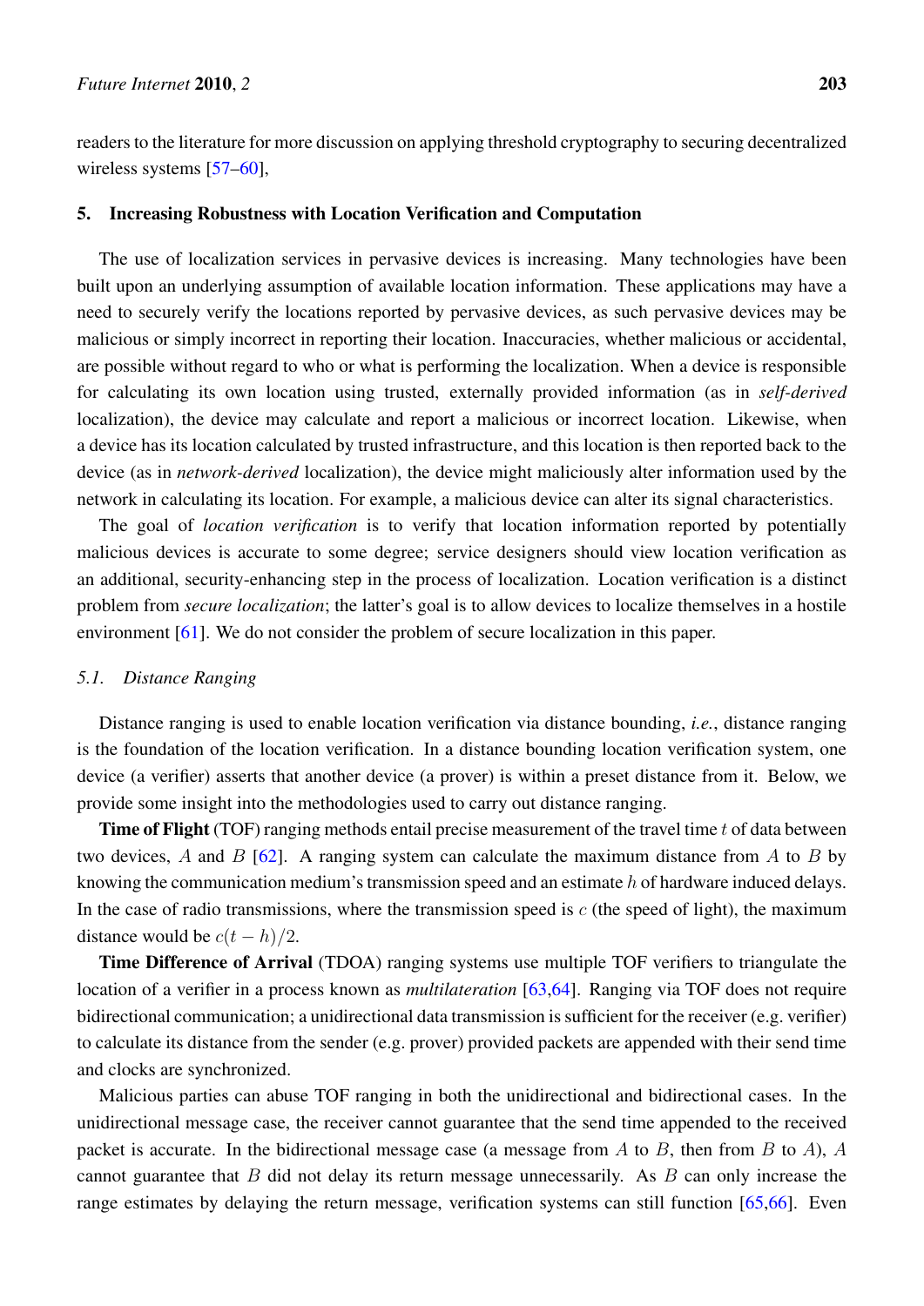readers to the literature for more discussion on applying threshold cryptography to securing decentralized wireless systems [57–60],

## 5. Increasing Robustness with Location Verification and Computation

The use of localization services in pervasive devices is increasing. Many technologies have been built upon an underlying assumption of available location information. These applications may have a need to securely verify the locations reported by pervasive devices, as such pervasive devices may be malicious or simply incorrect in reporting their location. Inaccuracies, whether malicious or accidental, are possible without regard to who or what is performing the localization. When a device is responsible for calculating its own location using trusted, externally provided information (as in *self-derived* localization), the device may calculate and report a malicious or incorrect location. Likewise, when a device has its location calculated by trusted infrastructure, and this location is then reported back to the device (as in *network-derived* localization), the device might maliciously alter information used by the network in calculating its location. For example, a malicious device can alter its signal characteristics.

The goal of *location verification* is to verify that location information reported by potentially malicious devices is accurate to some degree; service designers should view location verification as an additional, security-enhancing step in the process of localization. Location verification is a distinct problem from *secure localization*; the latter's goal is to allow devices to localize themselves in a hostile environment [61]. We do not consider the problem of secure localization in this paper.

### 5.1. Distance Ranging

Distance ranging is used to enable location verification via distance bounding, *i.e.*, distance ranging is the foundation of the location verification. In a distance bounding location verification system, one device (a verifier) asserts that another device (a prover) is within a preset distance from it. Below, we provide some insight into the methodologies used to carry out distance ranging.

**Time of Flight** (TOF) ranging methods entail precise measurement of the travel time $t$ of data between two devices, $A$ and $B$ [62]. A ranging system can calculate the maximum distance from $A$ to $B$ by knowing the communication medium's transmission speed and an estimate $h$ of hardware induced delays. In the case of radio transmissions, where the transmission speed is $c$ (the speed of light), the maximum distance would be $c(t - h)/2$.

**Time Difference of Arrival** (TDOA) ranging systems use multiple TOF verifiers to triangulate the location of a verifier in a process known as *multilateration* [63,64]. Ranging via TOF does not require bidirectional communication; a unidirectional data transmission is sufficient for the receiver (e.g. verifier) to calculate its distance from the sender (e.g. prover) provided packets are appended with their send time and clocks are synchronized.

Malicious parties can abuse TOF ranging in both the unidirectional and bidirectional cases. In the unidirectional message case, the receiver cannot guarantee that the send time appended to the received packet is accurate. In the bidirectional message case (a message from $A$ to $B$, then from $B$ to $A$), $A$ cannot guarantee that $B$ did not delay its return message unnecessarily. As $B$ can only increase the range estimates by delaying the return message, verification systems can still function [65,66]. Even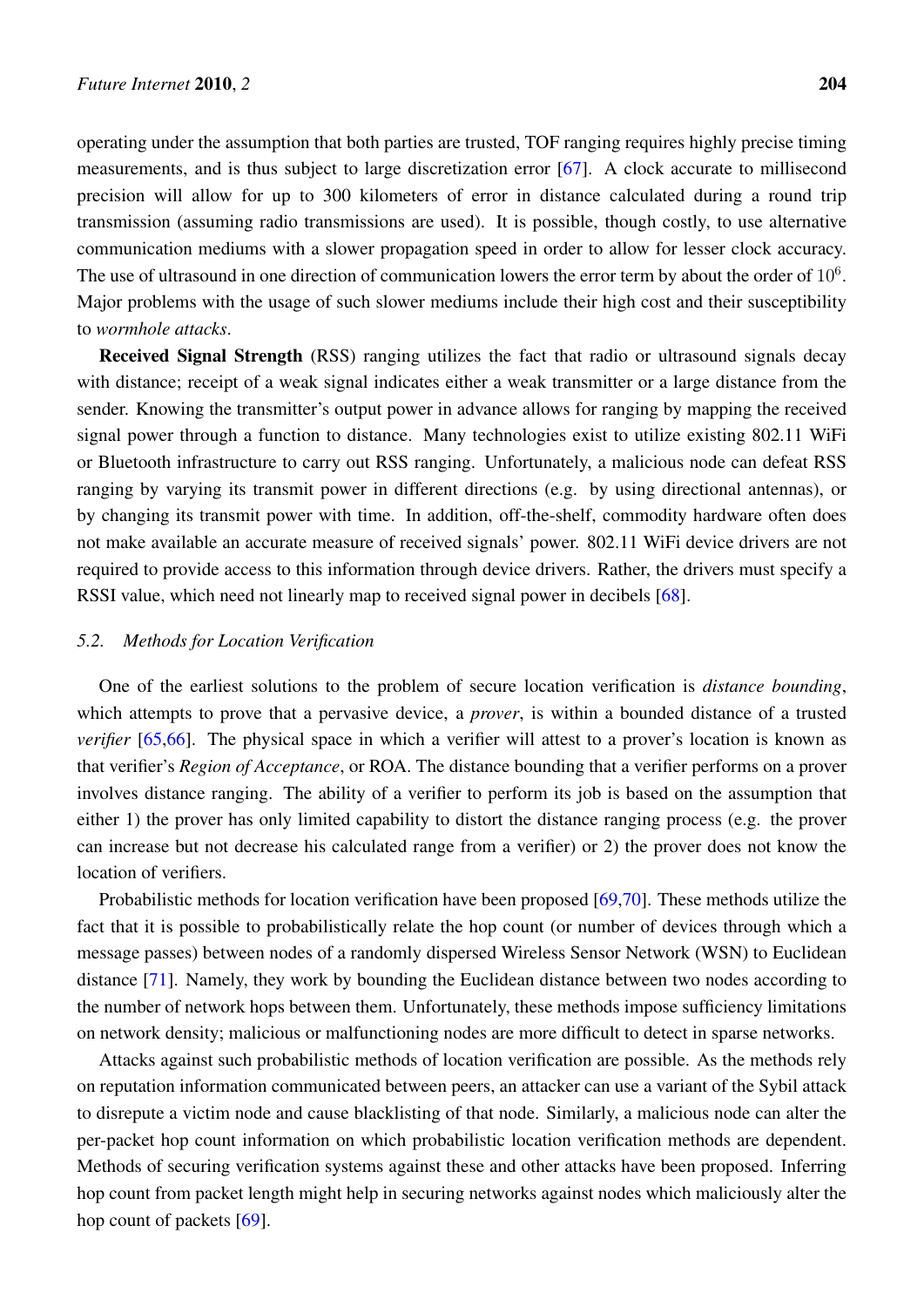operating under the assumption that both parties are trusted, TOF ranging requires highly precise timing measurements, and is thus subject to large discretization error [67]. A clock accurate to millisecond precision will allow for up to 300 kilometers of error in distance calculated during a round trip transmission (assuming radio transmissions are used). It is possible, though costly, to use alternative communication mediums with a slower propagation speed in order to allow for lesser clock accuracy. The use of ultrasound in one direction of communication lowers the error term by about the order of $10^6$. Major problems with the usage of such slower mediums include their high cost and their susceptibility to *wormhole attacks*.

**Received Signal Strength** (RSS) ranging utilizes the fact that radio or ultrasound signals decay with distance; receipt of a weak signal indicates either a weak transmitter or a large distance from the sender. Knowing the transmitter's output power in advance allows for ranging by mapping the received signal power through a function to distance. Many technologies exist to utilize existing 802.11 WiFi or Bluetooth infrastructure to carry out RSS ranging. Unfortunately, a malicious node can defeat RSS ranging by varying its transmit power in different directions (e.g. by using directional antennas), or by changing its transmit power with time. In addition, off-the-shelf, commodity hardware often does not make available an accurate measure of received signals' power. 802.11 WiFi device drivers are not required to provide access to this information through device drivers. Rather, the drivers must specify a RSSI value, which need not linearly map to received signal power in decibels [68].

### *5.2. Methods for Location Verification*

One of the earliest solutions to the problem of secure location verification is *distance bounding*, which attempts to prove that a pervasive device, a *prover*, is within a bounded distance of a trusted *verifier* [65,66]. The physical space in which a verifier will attest to a prover's location is known as that verifier's *Region of Acceptance*, or ROA. The distance bounding that a verifier performs on a prover involves distance ranging. The ability of a verifier to perform its job is based on the assumption that either 1) the prover has only limited capability to distort the distance ranging process (e.g. the prover can increase but not decrease his calculated range from a verifier) or 2) the prover does not know the location of verifiers.

Probabilistic methods for location verification have been proposed [69,70]. These methods utilize the fact that it is possible to probabilistically relate the hop count (or number of devices through which a message passes) between nodes of a randomly dispersed Wireless Sensor Network (WSN) to Euclidean distance [71]. Namely, they work by bounding the Euclidean distance between two nodes according to the number of network hops between them. Unfortunately, these methods impose sufficiency limitations on network density; malicious or malfunctioning nodes are more difficult to detect in sparse networks.

Attacks against such probabilistic methods of location verification are possible. As the methods rely on reputation information communicated between peers, an attacker can use a variant of the Sybil attack to disrepute a victim node and cause blacklisting of that node. Similarly, a malicious node can alter the per-packet hop count information on which probabilistic location verification methods are dependent. Methods of securing verification systems against these and other attacks have been proposed. Inferring hop count from packet length might help in securing networks against nodes which maliciously alter the hop count of packets [69].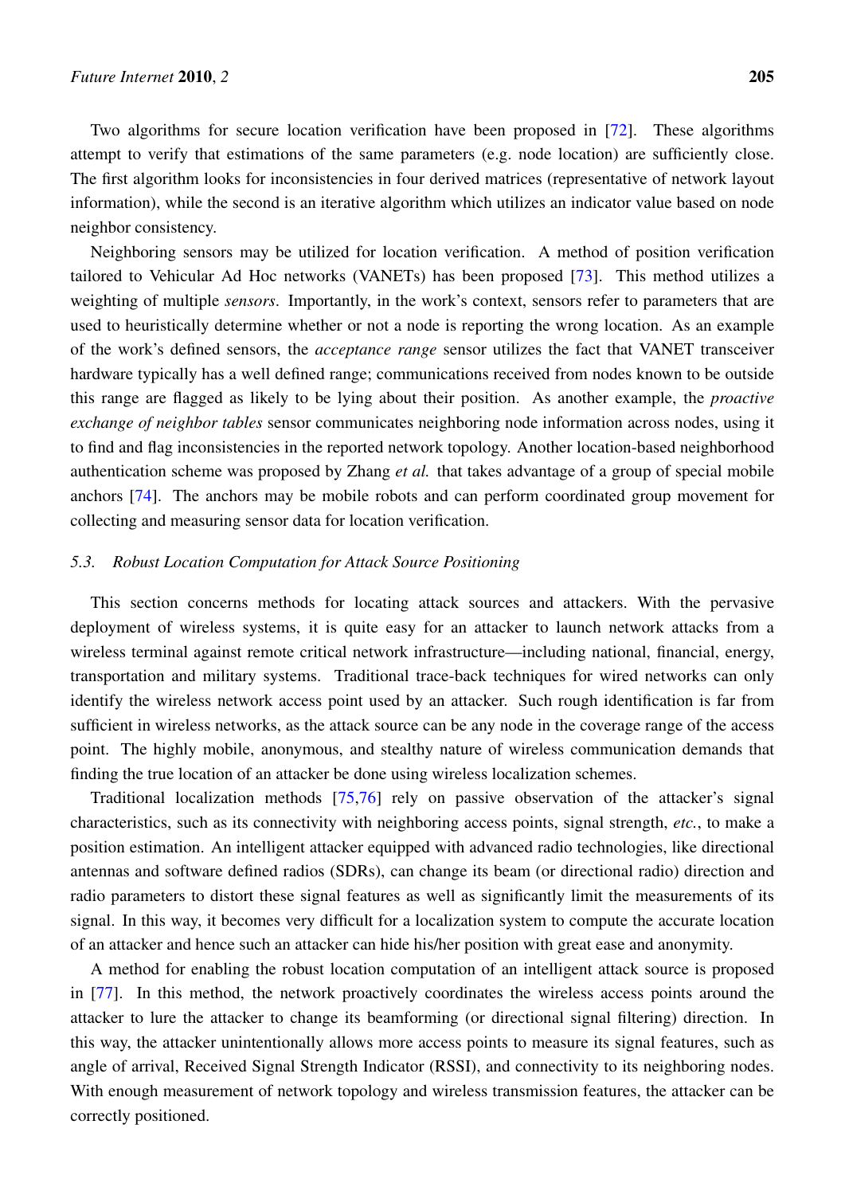Two algorithms for secure location verification have been proposed in [72]. These algorithms attempt to verify that estimations of the same parameters (e.g. node location) are sufficiently close. The first algorithm looks for inconsistencies in four derived matrices (representative of network layout information), while the second is an iterative algorithm which utilizes an indicator value based on node neighbor consistency.

Neighboring sensors may be utilized for location verification. A method of position verification tailored to Vehicular Ad Hoc networks (VANETs) has been proposed [73]. This method utilizes a weighting of multiple *sensors*. Importantly, in the work's context, sensors refer to parameters that are used to heuristically determine whether or not a node is reporting the wrong location. As an example of the work's defined sensors, the *acceptance range* sensor utilizes the fact that VANET transceiver hardware typically has a well defined range; communications received from nodes known to be outside this range are flagged as likely to be lying about their position. As another example, the *proactive exchange of neighbor tables* sensor communicates neighboring node information across nodes, using it to find and flag inconsistencies in the reported network topology. Another location-based neighborhood authentication scheme was proposed by Zhang *et al.* that takes advantage of a group of special mobile anchors [74]. The anchors may be mobile robots and can perform coordinated group movement for collecting and measuring sensor data for location verification.

### 5.3. Robust Location Computation for Attack Source Positioning

This section concerns methods for locating attack sources and attackers. With the pervasive deployment of wireless systems, it is quite easy for an attacker to launch network attacks from a wireless terminal against remote critical network infrastructure—including national, financial, energy, transportation and military systems. Traditional trace-back techniques for wired networks can only identify the wireless network access point used by an attacker. Such rough identification is far from sufficient in wireless networks, as the attack source can be any node in the coverage range of the access point. The highly mobile, anonymous, and stealthy nature of wireless communication demands that finding the true location of an attacker be done using wireless localization schemes.

Traditional localization methods [75,76] rely on passive observation of the attacker's signal characteristics, such as its connectivity with neighboring access points, signal strength, *etc.*, to make a position estimation. An intelligent attacker equipped with advanced radio technologies, like directional antennas and software defined radios (SDRs), can change its beam (or directional radio) direction and radio parameters to distort these signal features as well as significantly limit the measurements of its signal. In this way, it becomes very difficult for a localization system to compute the accurate location of an attacker and hence such an attacker can hide his/her position with great ease and anonymity.

A method for enabling the robust location computation of an intelligent attack source is proposed in [77]. In this method, the network proactively coordinates the wireless access points around the attacker to lure the attacker to change its beamforming (or directional signal filtering) direction. In this way, the attacker unintentionally allows more access points to measure its signal features, such as angle of arrival, Received Signal Strength Indicator (RSSI), and connectivity to its neighboring nodes. With enough measurement of network topology and wireless transmission features, the attacker can be correctly positioned.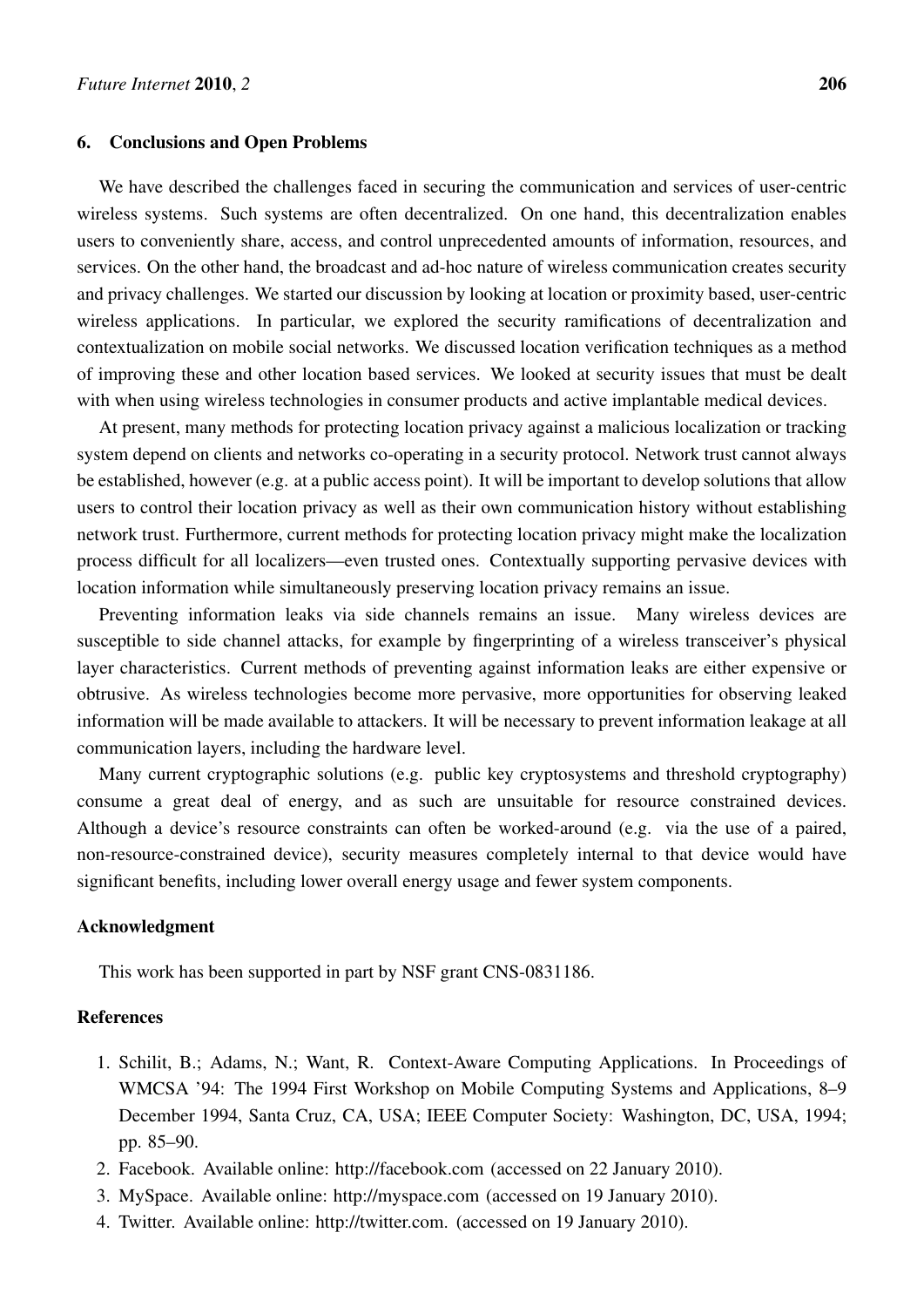## 6. Conclusions and Open Problems

We have described the challenges faced in securing the communication and services of user-centric wireless systems. Such systems are often decentralized. On one hand, this decentralization enables users to conveniently share, access, and control unprecedented amounts of information, resources, and services. On the other hand, the broadcast and ad-hoc nature of wireless communication creates security and privacy challenges. We started our discussion by looking at location or proximity based, user-centric wireless applications. In particular, we explored the security ramifications of decentralization and contextualization on mobile social networks. We discussed location verification techniques as a method of improving these and other location based services. We looked at security issues that must be dealt with when using wireless technologies in consumer products and active implantable medical devices.

At present, many methods for protecting location privacy against a malicious localization or tracking system depend on clients and networks co-operating in a security protocol. Network trust cannot always be established, however (e.g. at a public access point). It will be important to develop solutions that allow users to control their location privacy as well as their own communication history without establishing network trust. Furthermore, current methods for protecting location privacy might make the localization process difficult for all localizers—even trusted ones. Contextually supporting pervasive devices with location information while simultaneously preserving location privacy remains an issue.

Preventing information leaks via side channels remains an issue. Many wireless devices are susceptible to side channel attacks, for example by fingerprinting of a wireless transceiver's physical layer characteristics. Current methods of preventing against information leaks are either expensive or obtrusive. As wireless technologies become more pervasive, more opportunities for observing leaked information will be made available to attackers. It will be necessary to prevent information leakage at all communication layers, including the hardware level.

Many current cryptographic solutions (e.g. public key cryptosystems and threshold cryptography) consume a great deal of energy, and as such are unsuitable for resource constrained devices. Although a device's resource constraints can often be worked-around (e.g. via the use of a paired, non-resource-constrained device), security measures completely internal to that device would have significant benefits, including lower overall energy usage and fewer system components.

## Acknowledgment

This work has been supported in part by NSF grant CNS-0831186.

## References

1. Schilit, B.; Adams, N.; Want, R. Context-Aware Computing Applications. In Proceedings of WMCSA '94: The 1994 First Workshop on Mobile Computing Systems and Applications, 8–9 December 1994, Santa Cruz, CA, USA; IEEE Computer Society: Washington, DC, USA, 1994; pp. 85–90.
2. Facebook. Available online: http://facebook.com (accessed on 22 January 2010).
3. MySpace. Available online: http://myspace.com (accessed on 19 January 2010).
4. Twitter. Available online: http://twitter.com. (accessed on 19 January 2010).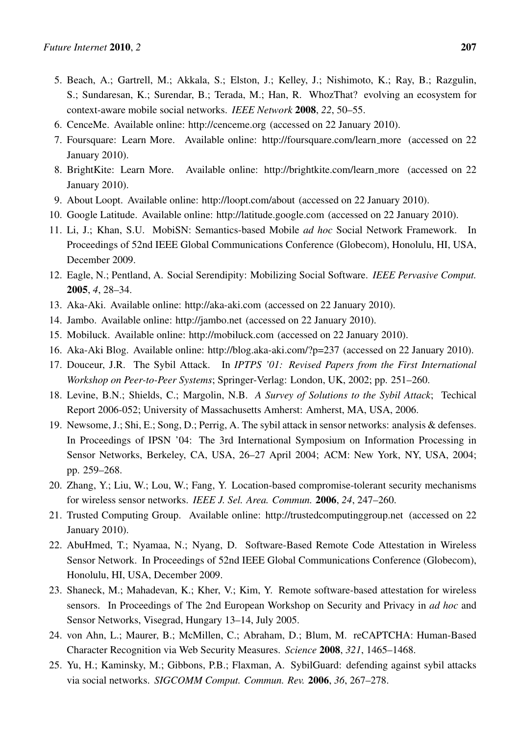5. Beach, A.; Gartrell, M.; Akkala, S.; Elston, J.; Kelley, J.; Nishimoto, K.; Ray, B.; Razgulin, S.; Sundaresan, K.; Surendar, B.; Terada, M.; Han, R. WhozThat? evolving an ecosystem for context-aware mobile social networks. *IEEE Network* **2008**, *22*, 50–55.
6. CenceMe. Available online: http://cenceme.org (accessed on 22 January 2010).
7. Foursquare: Learn More. Available online: http://foursquare.com/learn_more (accessed on 22 January 2010).
8. BrightKite: Learn More. Available online: http://brightkite.com/learn_more (accessed on 22 January 2010).
9. About Loopt. Available online: http://loopt.com/about (accessed on 22 January 2010).
10. Google Latitude. Available online: http://latitude.google.com (accessed on 22 January 2010).
11. Li, J.; Khan, S.U. MobiSN: Semantics-based Mobile *ad hoc* Social Network Framework. In Proceedings of 52nd IEEE Global Communications Conference (Globecom), Honolulu, HI, USA, December 2009.
12. Eagle, N.; Pentland, A. Social Serendipity: Mobilizing Social Software. *IEEE Pervasive Comput.* **2005**, *4*, 28–34.
13. Aka-Aki. Available online: http://aka-aki.com (accessed on 22 January 2010).
14. Jambo. Available online: http://jambo.net (accessed on 22 January 2010).
15. Mobiluck. Available online: http://mobiluck.com (accessed on 22 January 2010).
16. Aka-Aki Blog. Available online: http://blog.aka-aki.com/?p=237 (accessed on 22 January 2010).
17. Douceur, J.R. The Sybil Attack. In *IPTPS '01: Revised Papers from the First International Workshop on Peer-to-Peer Systems*; Springer-Verlag: London, UK, 2002; pp. 251–260.
18. Levine, B.N.; Shields, C.; Margolin, N.B. *A Survey of Solutions to the Sybil Attack*; Techical Report 2006-052; University of Massachusetts Amherst: Amherst, MA, USA, 2006.
19. Newsome, J.; Shi, E.; Song, D.; Perrig, A. The sybil attack in sensor networks: analysis & defenses. In Proceedings of IPSN '04: The 3rd International Symposium on Information Processing in Sensor Networks, Berkeley, CA, USA, 26–27 April 2004; ACM: New York, NY, USA, 2004; pp. 259–268.
20. Zhang, Y.; Liu, W.; Lou, W.; Fang, Y. Location-based compromise-tolerant security mechanisms for wireless sensor networks. *IEEE J. Sel. Area. Commun.* **2006**, *24*, 247–260.
21. Trusted Computing Group. Available online: http://trustedcomputinggroup.net (accessed on 22 January 2010).
22. AbuHmed, T.; Nyamaa, N.; Nyang, D. Software-Based Remote Code Attestation in Wireless Sensor Network. In Proceedings of 52nd IEEE Global Communications Conference (Globecom), Honolulu, HI, USA, December 2009.
23. Shaneck, M.; Mahadevan, K.; Kher, V.; Kim, Y. Remote software-based attestation for wireless sensors. In Proceedings of The 2nd European Workshop on Security and Privacy in *ad hoc* and Sensor Networks, Visegrad, Hungary 13–14, July 2005.
24. von Ahn, L.; Maurer, B.; McMillen, C.; Abraham, D.; Blum, M. reCAPTCHA: Human-Based Character Recognition via Web Security Measures. *Science* **2008**, *321*, 1465–1468.
25. Yu, H.; Kaminsky, M.; Gibbons, P.B.; Flaxman, A. SybilGuard: defending against sybil attacks via social networks. *SIGCOMM Comput. Commun. Rev.* **2006**, *36*, 267–278.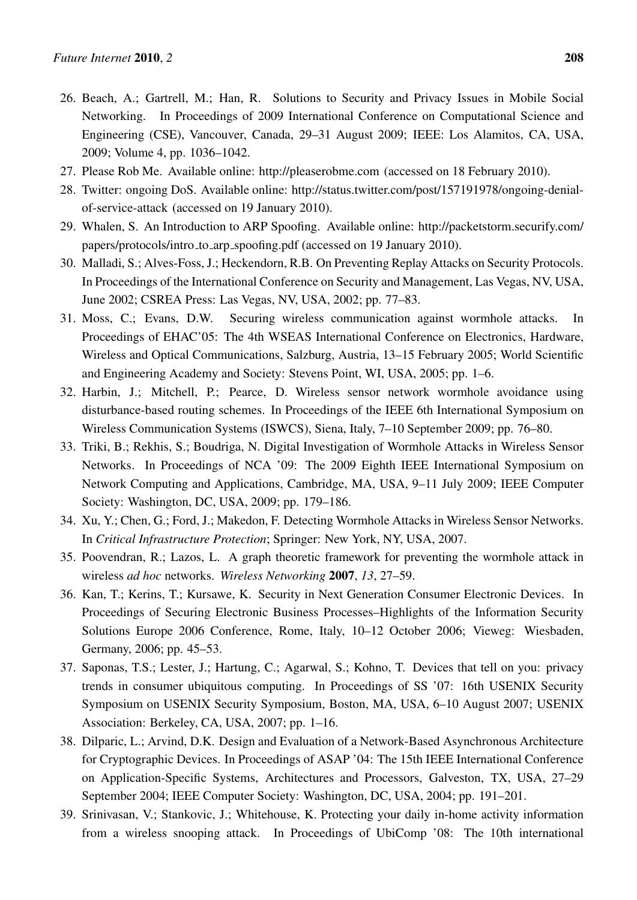26. Beach, A.; Gartrell, M.; Han, R. Solutions to Security and Privacy Issues in Mobile Social Networking. In Proceedings of 2009 International Conference on Computational Science and Engineering (CSE), Vancouver, Canada, 29–31 August 2009; IEEE: Los Alamitos, CA, USA, 2009; Volume 4, pp. 1036–1042.
27. Please Rob Me. Available online: http://pleaserobme.com (accessed on 18 February 2010).
28. Twitter: ongoing DoS. Available online: http://status.twitter.com/post/157191978/ongoing-denial-of-service-attack (accessed on 19 January 2010).
29. Whalen, S. An Introduction to ARP Spoofing. Available online: http://packetstorm.securify.com/papers/protocols/intro_to_arp_spoofing.pdf (accessed on 19 January 2010).
30. Malladi, S.; Alves-Foss, J.; Heckendorn, R.B. On Preventing Replay Attacks on Security Protocols. In Proceedings of the International Conference on Security and Management, Las Vegas, NV, USA, June 2002; CSREA Press: Las Vegas, NV, USA, 2002; pp. 77–83.
31. Moss, C.; Evans, D.W. Securing wireless communication against wormhole attacks. In Proceedings of EHAC'05: The 4th WSEAS International Conference on Electronics, Hardware, Wireless and Optical Communications, Salzburg, Austria, 13–15 February 2005; World Scientific and Engineering Academy and Society: Stevens Point, WI, USA, 2005; pp. 1–6.
32. Harbin, J.; Mitchell, P.; Pearce, D. Wireless sensor network wormhole avoidance using disturbance-based routing schemes. In Proceedings of the IEEE 6th International Symposium on Wireless Communication Systems (ISWCS), Siena, Italy, 7–10 September 2009; pp. 76–80.
33. Triki, B.; Rekhis, S.; Boudriga, N. Digital Investigation of Wormhole Attacks in Wireless Sensor Networks. In Proceedings of NCA '09: The 2009 Eighth IEEE International Symposium on Network Computing and Applications, Cambridge, MA, USA, 9–11 July 2009; IEEE Computer Society: Washington, DC, USA, 2009; pp. 179–186.
34. Xu, Y.; Chen, G.; Ford, J.; Makedon, F. Detecting Wormhole Attacks in Wireless Sensor Networks. In *Critical Infrastructure Protection*; Springer: New York, NY, USA, 2007.
35. Poovendran, R.; Lazos, L. A graph theoretic framework for preventing the wormhole attack in wireless *ad hoc* networks. *Wireless Networking* **2007**, *13*, 27–59.
36. Kan, T.; Kerins, T.; Kursawe, K. Security in Next Generation Consumer Electronic Devices. In Proceedings of Securing Electronic Business Processes–Highlights of the Information Security Solutions Europe 2006 Conference, Rome, Italy, 10–12 October 2006; Vieweg: Wiesbaden, Germany, 2006; pp. 45–53.
37. Saponas, T.S.; Lester, J.; Hartung, C.; Agarwal, S.; Kohno, T. Devices that tell on you: privacy trends in consumer ubiquitous computing. In Proceedings of SS '07: 16th USENIX Security Symposium on USENIX Security Symposium, Boston, MA, USA, 6–10 August 2007; USENIX Association: Berkeley, CA, USA, 2007; pp. 1–16.
38. Dilparic, L.; Arvind, D.K. Design and Evaluation of a Network-Based Asynchronous Architecture for Cryptographic Devices. In Proceedings of ASAP '04: The 15th IEEE International Conference on Application-Specific Systems, Architectures and Processors, Galveston, TX, USA, 27–29 September 2004; IEEE Computer Society: Washington, DC, USA, 2004; pp. 191–201.
39. Srinivasan, V.; Stankovic, J.; Whitehouse, K. Protecting your daily in-home activity information from a wireless snooping attack. In Proceedings of UbiComp '08: The 10th international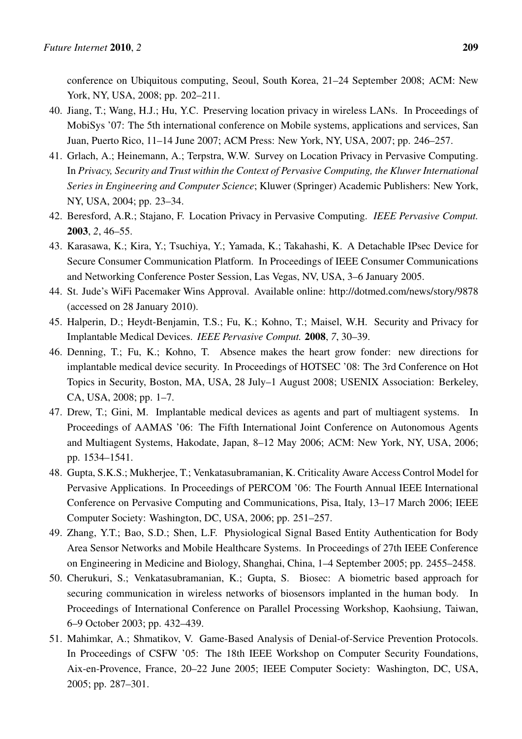conference on Ubiquitous computing, Seoul, South Korea, 21–24 September 2008; ACM: New York, NY, USA, 2008; pp. 202–211.

40. Jiang, T.; Wang, H.J.; Hu, Y.C. Preserving location privacy in wireless LANs. In Proceedings of MobiSys '07: The 5th international conference on Mobile systems, applications and services, San Juan, Puerto Rico, 11–14 June 2007; ACM Press: New York, NY, USA, 2007; pp. 246–257.
41. Grlach, A.; Heinemann, A.; Terpstra, W.W. Survey on Location Privacy in Pervasive Computing. In *Privacy, Security and Trust within the Context of Pervasive Computing, the Kluwer International Series in Engineering and Computer Science*; Kluwer (Springer) Academic Publishers: New York, NY, USA, 2004; pp. 23–34.
42. Beresford, A.R.; Stajano, F. Location Privacy in Pervasive Computing. *IEEE Pervasive Comput.* **2003**, *2*, 46–55.
43. Karasawa, K.; Kira, Y.; Tsuchiya, Y.; Yamada, K.; Takahashi, K. A Detachable IPsec Device for Secure Consumer Communication Platform. In Proceedings of IEEE Consumer Communications and Networking Conference Poster Session, Las Vegas, NV, USA, 3–6 January 2005.
44. St. Jude's WiFi Pacemaker Wins Approval. Available online: http://dotmed.com/news/story/9878 (accessed on 28 January 2010).
45. Halperin, D.; Heydt-Benjamin, T.S.; Fu, K.; Kohno, T.; Maisel, W.H. Security and Privacy for Implantable Medical Devices. *IEEE Pervasive Comput.* **2008**, *7*, 30–39.
46. Denning, T.; Fu, K.; Kohno, T. Absence makes the heart grow fonder: new directions for implantable medical device security. In Proceedings of HOTSEC '08: The 3rd Conference on Hot Topics in Security, Boston, MA, USA, 28 July–1 August 2008; USENIX Association: Berkeley, CA, USA, 2008; pp. 1–7.
47. Drew, T.; Gini, M. Implantable medical devices as agents and part of multiagent systems. In Proceedings of AAMAS '06: The Fifth International Joint Conference on Autonomous Agents and Multiagent Systems, Hakodate, Japan, 8–12 May 2006; ACM: New York, NY, USA, 2006; pp. 1534–1541.
48. Gupta, S.K.S.; Mukherjee, T.; Venkatasubramanian, K. Criticality Aware Access Control Model for Pervasive Applications. In Proceedings of PERCOM '06: The Fourth Annual IEEE International Conference on Pervasive Computing and Communications, Pisa, Italy, 13–17 March 2006; IEEE Computer Society: Washington, DC, USA, 2006; pp. 251–257.
49. Zhang, Y.T.; Bao, S.D.; Shen, L.F. Physiological Signal Based Entity Authentication for Body Area Sensor Networks and Mobile Healthcare Systems. In Proceedings of 27th IEEE Conference on Engineering in Medicine and Biology, Shanghai, China, 1–4 September 2005; pp. 2455–2458.
50. Cherukuri, S.; Venkatasubramanian, K.; Gupta, S. Biosec: A biometric based approach for securing communication in wireless networks of biosensors implanted in the human body. In Proceedings of International Conference on Parallel Processing Workshop, Kaohsiung, Taiwan, 6–9 October 2003; pp. 432–439.
51. Mahimkar, A.; Shmatikov, V. Game-Based Analysis of Denial-of-Service Prevention Protocols. In Proceedings of CSFW '05: The 18th IEEE Workshop on Computer Security Foundations, Aix-en-Provence, France, 20–22 June 2005; IEEE Computer Society: Washington, DC, USA, 2005; pp. 287–301.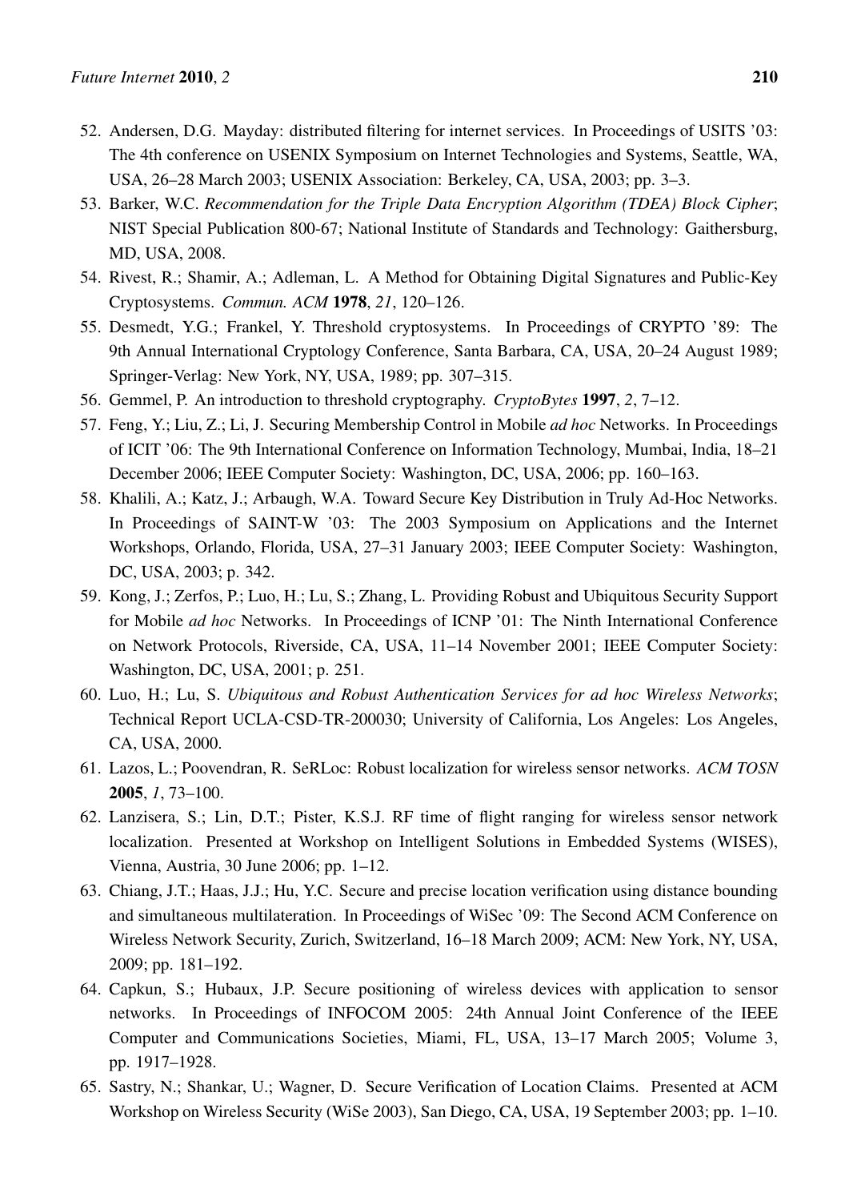52. Andersen, D.G. Mayday: distributed filtering for internet services. In Proceedings of USITS '03: The 4th conference on USENIX Symposium on Internet Technologies and Systems, Seattle, WA, USA, 26–28 March 2003; USENIX Association: Berkeley, CA, USA, 2003; pp. 3–3.
53. Barker, W.C. *Recommendation for the Triple Data Encryption Algorithm (TDEA) Block Cipher*; NIST Special Publication 800-67; National Institute of Standards and Technology: Gaithersburg, MD, USA, 2008.
54. Rivest, R.; Shamir, A.; Adleman, L. A Method for Obtaining Digital Signatures and Public-Key Cryptosystems. *Commun. ACM* **1978**, *21*, 120–126.
55. Desmedt, Y.G.; Frankel, Y. Threshold cryptosystems. In Proceedings of CRYPTO '89: The 9th Annual International Cryptology Conference, Santa Barbara, CA, USA, 20–24 August 1989; Springer-Verlag: New York, NY, USA, 1989; pp. 307–315.
56. Gemmel, P. An introduction to threshold cryptography. *CryptoBytes* **1997**, *2*, 7–12.
57. Feng, Y.; Liu, Z.; Li, J. Securing Membership Control in Mobile *ad hoc* Networks. In Proceedings of ICIT '06: The 9th International Conference on Information Technology, Mumbai, India, 18–21 December 2006; IEEE Computer Society: Washington, DC, USA, 2006; pp. 160–163.
58. Khalili, A.; Katz, J.; Arbaugh, W.A. Toward Secure Key Distribution in Truly Ad-Hoc Networks. In Proceedings of SAINT-W '03: The 2003 Symposium on Applications and the Internet Workshops, Orlando, Florida, USA, 27–31 January 2003; IEEE Computer Society: Washington, DC, USA, 2003; p. 342.
59. Kong, J.; Zerfos, P.; Luo, H.; Lu, S.; Zhang, L. Providing Robust and Ubiquitous Security Support for Mobile *ad hoc* Networks. In Proceedings of ICNP '01: The Ninth International Conference on Network Protocols, Riverside, CA, USA, 11–14 November 2001; IEEE Computer Society: Washington, DC, USA, 2001; p. 251.
60. Luo, H.; Lu, S. *Ubiquitous and Robust Authentication Services for ad hoc Wireless Networks*; Technical Report UCLA-CSD-TR-200030; University of California, Los Angeles: Los Angeles, CA, USA, 2000.
61. Lazos, L.; Poovendran, R. SeRLoc: Robust localization for wireless sensor networks. *ACM TOSN* **2005**, *1*, 73–100.
62. Lanzisera, S.; Lin, D.T.; Pister, K.S.J. RF time of flight ranging for wireless sensor network localization. Presented at Workshop on Intelligent Solutions in Embedded Systems (WISES), Vienna, Austria, 30 June 2006; pp. 1–12.
63. Chiang, J.T.; Haas, J.J.; Hu, Y.C. Secure and precise location verification using distance bounding and simultaneous multilateration. In Proceedings of WiSec '09: The Second ACM Conference on Wireless Network Security, Zurich, Switzerland, 16–18 March 2009; ACM: New York, NY, USA, 2009; pp. 181–192.
64. Capkun, S.; Hubaux, J.P. Secure positioning of wireless devices with application to sensor networks. In Proceedings of INFOCOM 2005: 24th Annual Joint Conference of the IEEE Computer and Communications Societies, Miami, FL, USA, 13–17 March 2005; Volume 3, pp. 1917–1928.
65. Sastry, N.; Shankar, U.; Wagner, D. Secure Verification of Location Claims. Presented at ACM Workshop on Wireless Security (WiSe 2003), San Diego, CA, USA, 19 September 2003; pp. 1–10.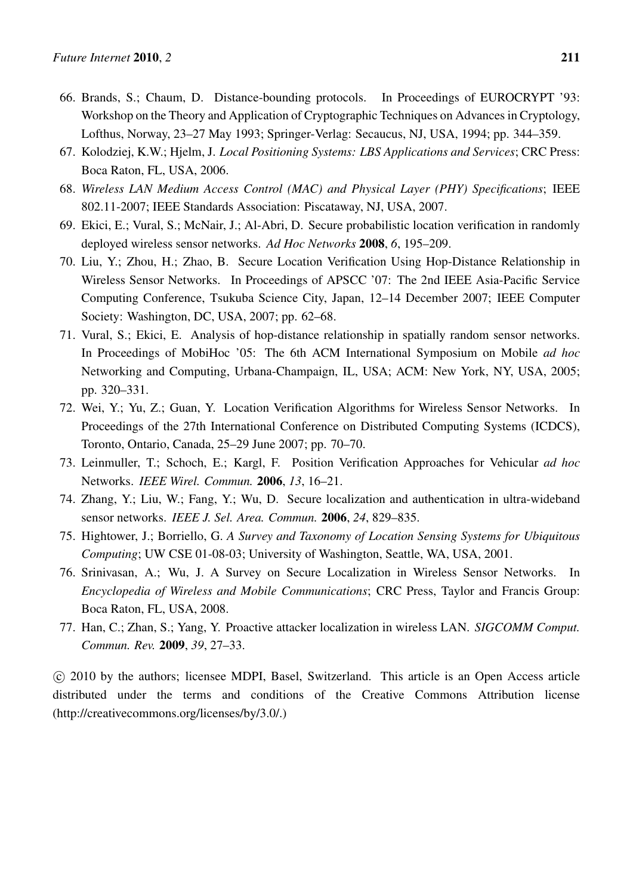66. Brands, S.; Chaum, D. Distance-bounding protocols. In Proceedings of EUROCRYPT '93: Workshop on the Theory and Application of Cryptographic Techniques on Advances in Cryptology, Lofthus, Norway, 23–27 May 1993; Springer-Verlag: Secaucus, NJ, USA, 1994; pp. 344–359.
67. Kolodziej, K.W.; Hjelm, J. *Local Positioning Systems: LBS Applications and Services*; CRC Press: Boca Raton, FL, USA, 2006.
68. *Wireless LAN Medium Access Control (MAC) and Physical Layer (PHY) Specifications*; IEEE 802.11-2007; IEEE Standards Association: Piscataway, NJ, USA, 2007.
69. Ekici, E.; Vural, S.; McNair, J.; Al-Abri, D. Secure probabilistic location verification in randomly deployed wireless sensor networks. *Ad Hoc Networks* **2008**, *6*, 195–209.
70. Liu, Y.; Zhou, H.; Zhao, B. Secure Location Verification Using Hop-Distance Relationship in Wireless Sensor Networks. In Proceedings of APSCC '07: The 2nd IEEE Asia-Pacific Service Computing Conference, Tsukuba Science City, Japan, 12–14 December 2007; IEEE Computer Society: Washington, DC, USA, 2007; pp. 62–68.
71. Vural, S.; Ekici, E. Analysis of hop-distance relationship in spatially random sensor networks. In Proceedings of MobiHoc '05: The 6th ACM International Symposium on Mobile *ad hoc* Networking and Computing, Urbana-Champaign, IL, USA; ACM: New York, NY, USA, 2005; pp. 320–331.
72. Wei, Y.; Yu, Z.; Guan, Y. Location Verification Algorithms for Wireless Sensor Networks. In Proceedings of the 27th International Conference on Distributed Computing Systems (ICDCS), Toronto, Ontario, Canada, 25–29 June 2007; pp. 70–70.
73. Leinmuller, T.; Schoch, E.; Kargl, F. Position Verification Approaches for Vehicular *ad hoc* Networks. *IEEE Wirel. Commun.* **2006**, *13*, 16–21.
74. Zhang, Y.; Liu, W.; Fang, Y.; Wu, D. Secure localization and authentication in ultra-wideband sensor networks. *IEEE J. Sel. Area. Commun.* **2006**, *24*, 829–835.
75. Hightower, J.; Borriello, G. *A Survey and Taxonomy of Location Sensing Systems for Ubiquitous Computing*; UW CSE 01-08-03; University of Washington, Seattle, WA, USA, 2001.
76. Srinivasan, A.; Wu, J. A Survey on Secure Localization in Wireless Sensor Networks. In *Encyclopedia of Wireless and Mobile Communications*; CRC Press, Taylor and Francis Group: Boca Raton, FL, USA, 2008.
77. Han, C.; Zhan, S.; Yang, Y. Proactive attacker localization in wireless LAN. *SIGCOMM Comput. Commun. Rev.* **2009**, *39*, 27–33.

© 2010 by the authors; licensee MDPI, Basel, Switzerland. This article is an Open Access article distributed under the terms and conditions of the Creative Commons Attribution license (http://creativecommons.org/licenses/by/3.0/.)